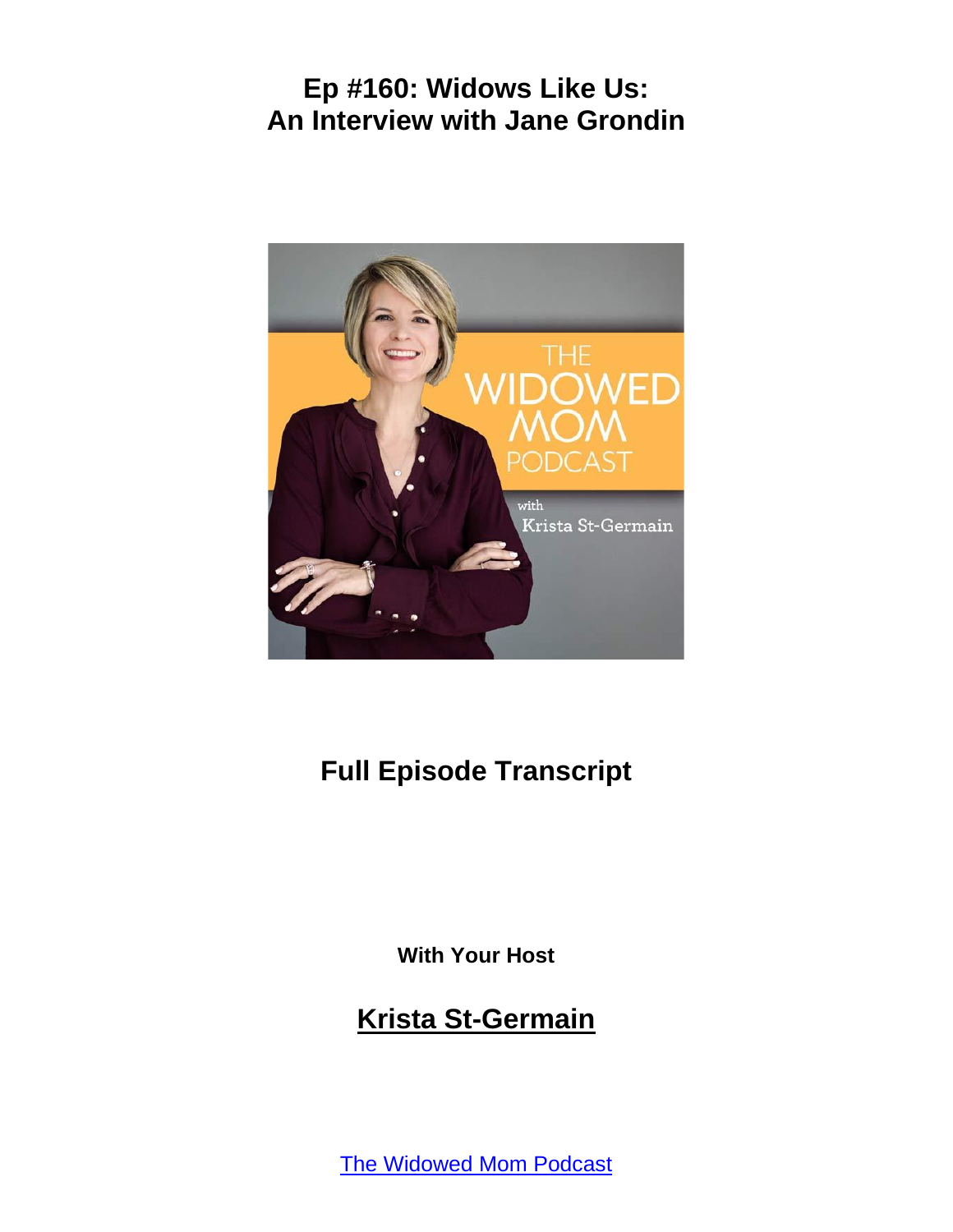# Ep #160: Widows Like Us: An Interview with Jane Grondin

## Full Episode Transcript

**With Your Host**

## Krista St-Germain

The Widowed Mom Podcast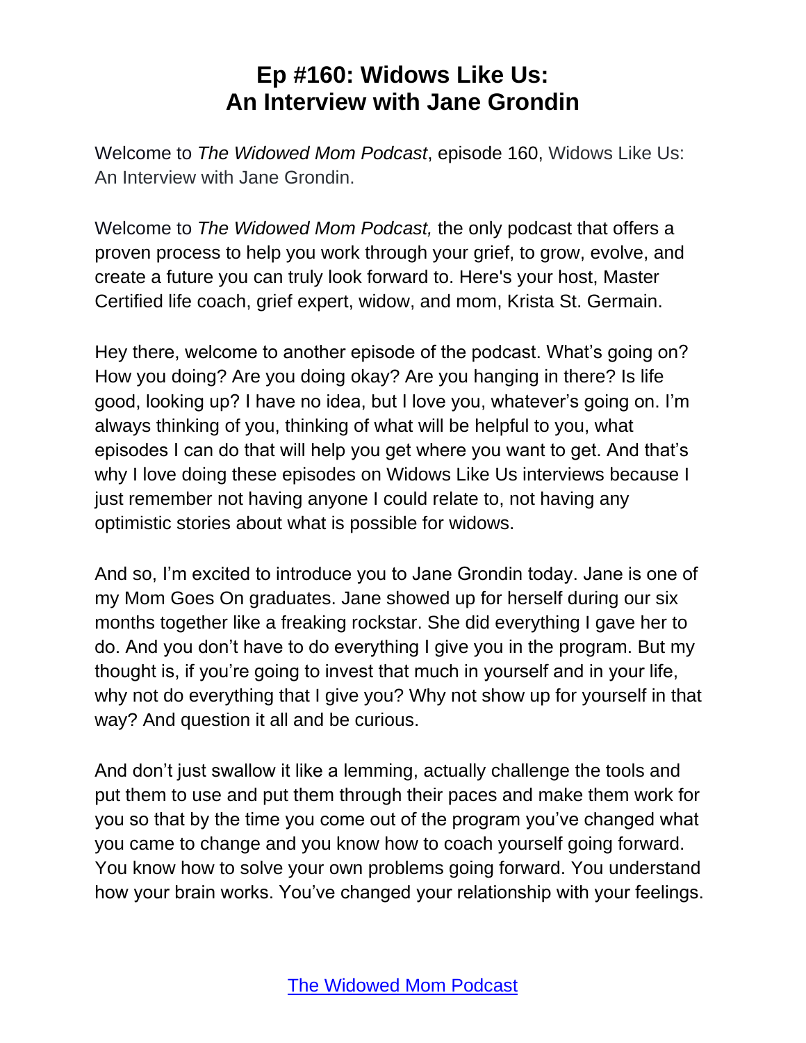# Ep #160: Widows Like Us: An Interview with Jane Grondin

Welcome to *The Widowed Mom Podcast*, episode 160, Widows Like Us: An Interview with Jane Grondin.

Welcome to *The Widowed Mom Podcast,* the only podcast that offers a proven process to help you work through your grief, to grow, evolve, and create a future you can truly look forward to. Here's your host, Master Certified life coach, grief expert, widow, and mom, Krista St. Germain.

Hey there, welcome to another episode of the podcast. What's going on? How you doing? Are you doing okay? Are you hanging in there? Is life good, looking up? I have no idea, but I love you, whatever's going on. I'm always thinking of you, thinking of what will be helpful to you, what episodes I can do that will help you get where you want to get. And that's why I love doing these episodes on Widows Like Us interviews because I just remember not having anyone I could relate to, not having any optimistic stories about what is possible for widows.

And so, I'm excited to introduce you to Jane Grondin today. Jane is one of my Mom Goes On graduates. Jane showed up for herself during our six months together like a freaking rockstar. She did everything I gave her to do. And you don't have to do everything I give you in the program. But my thought is, if you're going to invest that much in yourself and in your life, why not do everything that I give you? Why not show up for yourself in that way? And question it all and be curious.

And don't just swallow it like a lemming, actually challenge the tools and put them to use and put them through their paces and make them work for you so that by the time you come out of the program you've changed what you came to change and you know how to coach yourself going forward. You know how to solve your own problems going forward. You understand how your brain works. You've changed your relationship with your feelings.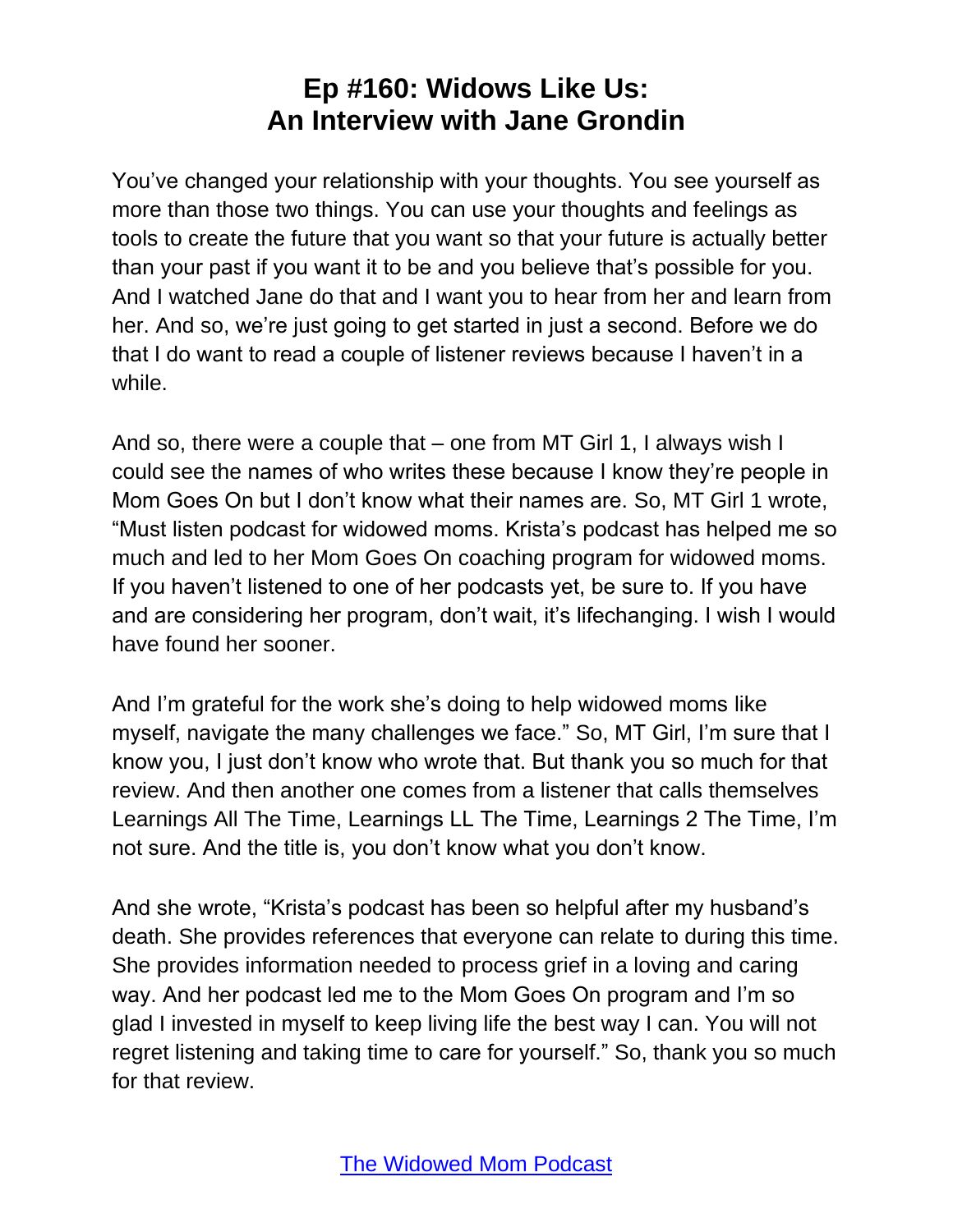# Ep #160: Widows Like Us: An Interview with Jane Grondin

You've changed your relationship with your thoughts. You see yourself as more than those two things. You can use your thoughts and feelings as tools to create the future that you want so that your future is actually better than your past if you want it to be and you believe that's possible for you. And I watched Jane do that and I want you to hear from her and learn from her. And so, we're just going to get started in just a second. Before we do that I do want to read a couple of listener reviews because I haven't in a while.

And so, there were a couple that – one from MT Girl 1, I always wish I could see the names of who writes these because I know they're people in Mom Goes On but I don't know what their names are. So, MT Girl 1 wrote, "Must listen podcast for widowed moms. Krista's podcast has helped me so much and led to her Mom Goes On coaching program for widowed moms. If you haven't listened to one of her podcasts yet, be sure to. If you have and are considering her program, don't wait, it's lifechanging. I wish I would have found her sooner.

And I'm grateful for the work she's doing to help widowed moms like myself, navigate the many challenges we face." So, MT Girl, I'm sure that I know you, I just don't know who wrote that. But thank you so much for that review. And then another one comes from a listener that calls themselves Learnings All The Time, Learnings LL The Time, Learnings 2 The Time, I'm not sure. And the title is, you don't know what you don't know.

And she wrote, "Krista's podcast has been so helpful after my husband's death. She provides references that everyone can relate to during this time. She provides information needed to process grief in a loving and caring way. And her podcast led me to the Mom Goes On program and I'm so glad I invested in myself to keep living life the best way I can. You will not regret listening and taking time to care for yourself." So, thank you so much for that review.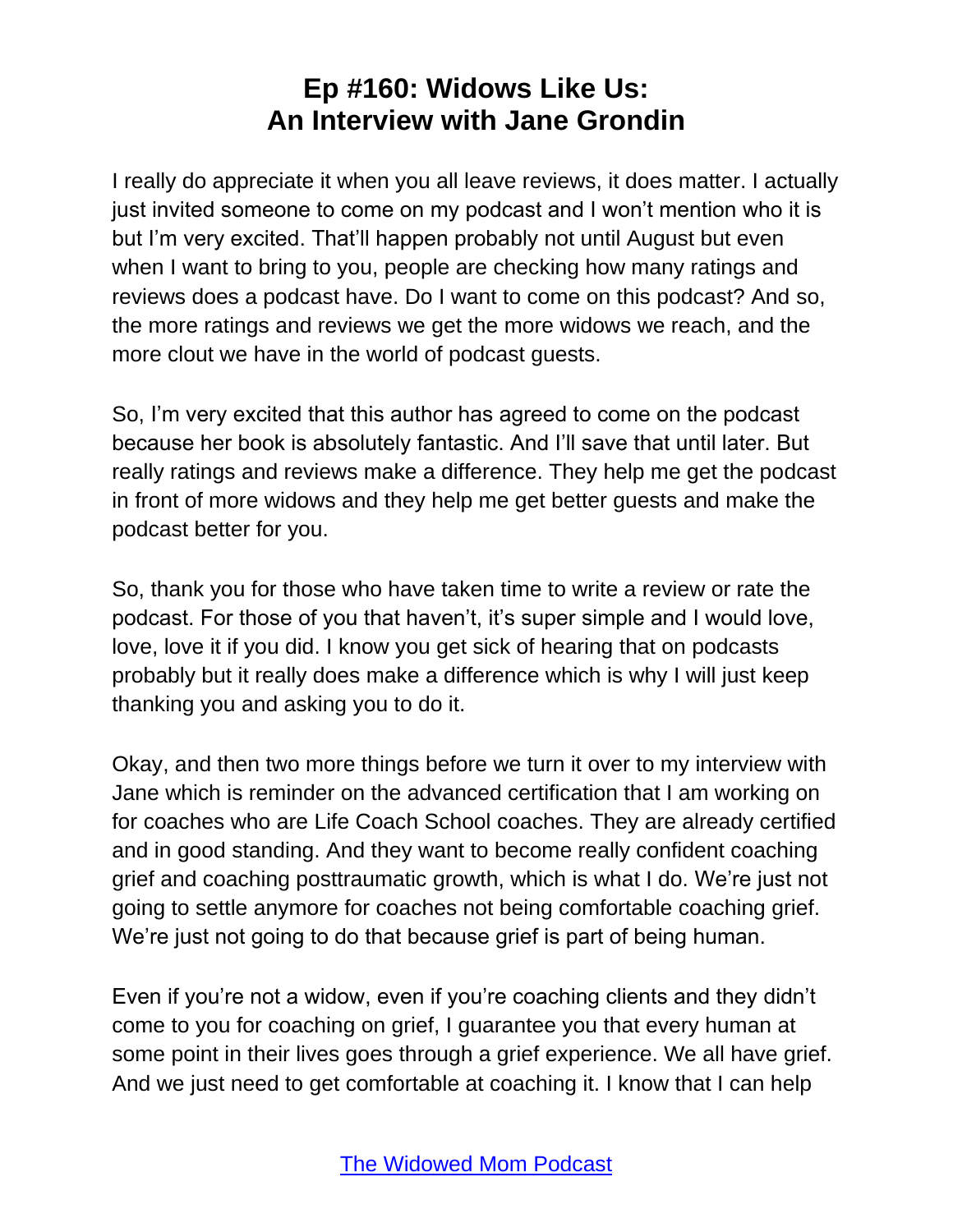# Ep #160: Widows Like Us: An Interview with Jane Grondin

I really do appreciate it when you all leave reviews, it does matter. I actually just invited someone to come on my podcast and I won't mention who it is but I'm very excited. That'll happen probably not until August but even when I want to bring to you, people are checking how many ratings and reviews does a podcast have. Do I want to come on this podcast? And so, the more ratings and reviews we get the more widows we reach, and the more clout we have in the world of podcast guests.

So, I'm very excited that this author has agreed to come on the podcast because her book is absolutely fantastic. And I'll save that until later. But really ratings and reviews make a difference. They help me get the podcast in front of more widows and they help me get better guests and make the podcast better for you.

So, thank you for those who have taken time to write a review or rate the podcast. For those of you that haven't, it's super simple and I would love, love, love it if you did. I know you get sick of hearing that on podcasts probably but it really does make a difference which is why I will just keep thanking you and asking you to do it.

Okay, and then two more things before we turn it over to my interview with Jane which is reminder on the advanced certification that I am working on for coaches who are Life Coach School coaches. They are already certified and in good standing. And they want to become really confident coaching grief and coaching posttraumatic growth, which is what I do. We're just not going to settle anymore for coaches not being comfortable coaching grief. We're just not going to do that because grief is part of being human.

Even if you're not a widow, even if you're coaching clients and they didn't come to you for coaching on grief, I guarantee you that every human at some point in their lives goes through a grief experience. We all have grief. And we just need to get comfortable at coaching it. I know that I can help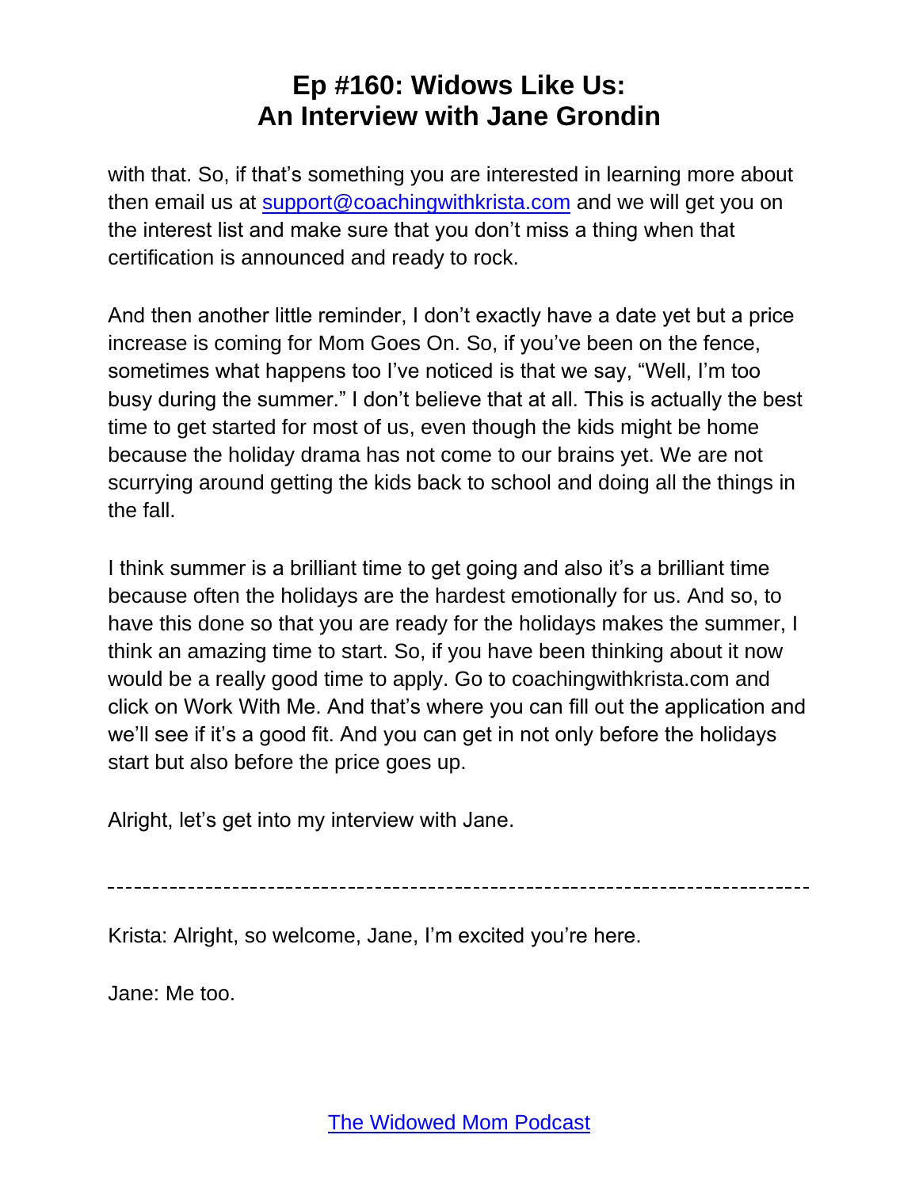with that. So, if that's something you are interested in learning more about then email us at support@coachingwithkrista.com and we will get you on the interest list and make sure that you don't miss a thing when that certification is announced and ready to rock.

And then another little reminder, I don't exactly have a date yet but a price increase is coming for Mom Goes On. So, if you've been on the fence, sometimes what happens too I've noticed is that we say, "Well, I'm too busy during the summer." I don't believe that at all. This is actually the best time to get started for most of us, even though the kids might be home because the holiday drama has not come to our brains yet. We are not scurrying around getting the kids back to school and doing all the things in the fall.

I think summer is a brilliant time to get going and also it's a brilliant time because often the holidays are the hardest emotionally for us. And so, to have this done so that you are ready for the holidays makes the summer, I think an amazing time to start. So, if you have been thinking about it now would be a really good time to apply. Go to coachingwithkrista.com and click on Work With Me. And that's where you can fill out the application and we'll see if it's a good fit. And you can get in not only before the holidays start but also before the price goes up.

Alright, let's get into my interview with Jane.

---

Krista: Alright, so welcome, Jane, I'm excited you're here.

Jane: Me too.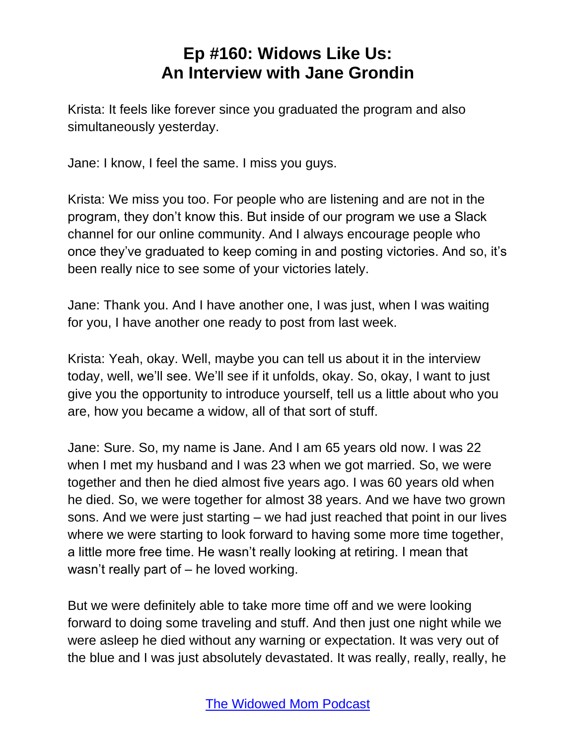# Ep #160: Widows Like Us: An Interview with Jane Grondin

Krista: It feels like forever since you graduated the program and also simultaneously yesterday.

Jane: I know, I feel the same. I miss you guys.

Krista: We miss you too. For people who are listening and are not in the program, they don't know this. But inside of our program we use a Slack channel for our online community. And I always encourage people who once they've graduated to keep coming in and posting victories. And so, it's been really nice to see some of your victories lately.

Jane: Thank you. And I have another one, I was just, when I was waiting for you, I have another one ready to post from last week.

Krista: Yeah, okay. Well, maybe you can tell us about it in the interview today, well, we'll see. We'll see if it unfolds, okay. So, okay, I want to just give you the opportunity to introduce yourself, tell us a little about who you are, how you became a widow, all of that sort of stuff.

Jane: Sure. So, my name is Jane. And I am 65 years old now. I was 22 when I met my husband and I was 23 when we got married. So, we were together and then he died almost five years ago. I was 60 years old when he died. So, we were together for almost 38 years. And we have two grown sons. And we were just starting – we had just reached that point in our lives where we were starting to look forward to having some more time together, a little more free time. He wasn't really looking at retiring. I mean that wasn't really part of – he loved working.

But we were definitely able to take more time off and we were looking forward to doing some traveling and stuff. And then just one night while we were asleep he died without any warning or expectation. It was very out of the blue and I was just absolutely devastated. It was really, really, really, he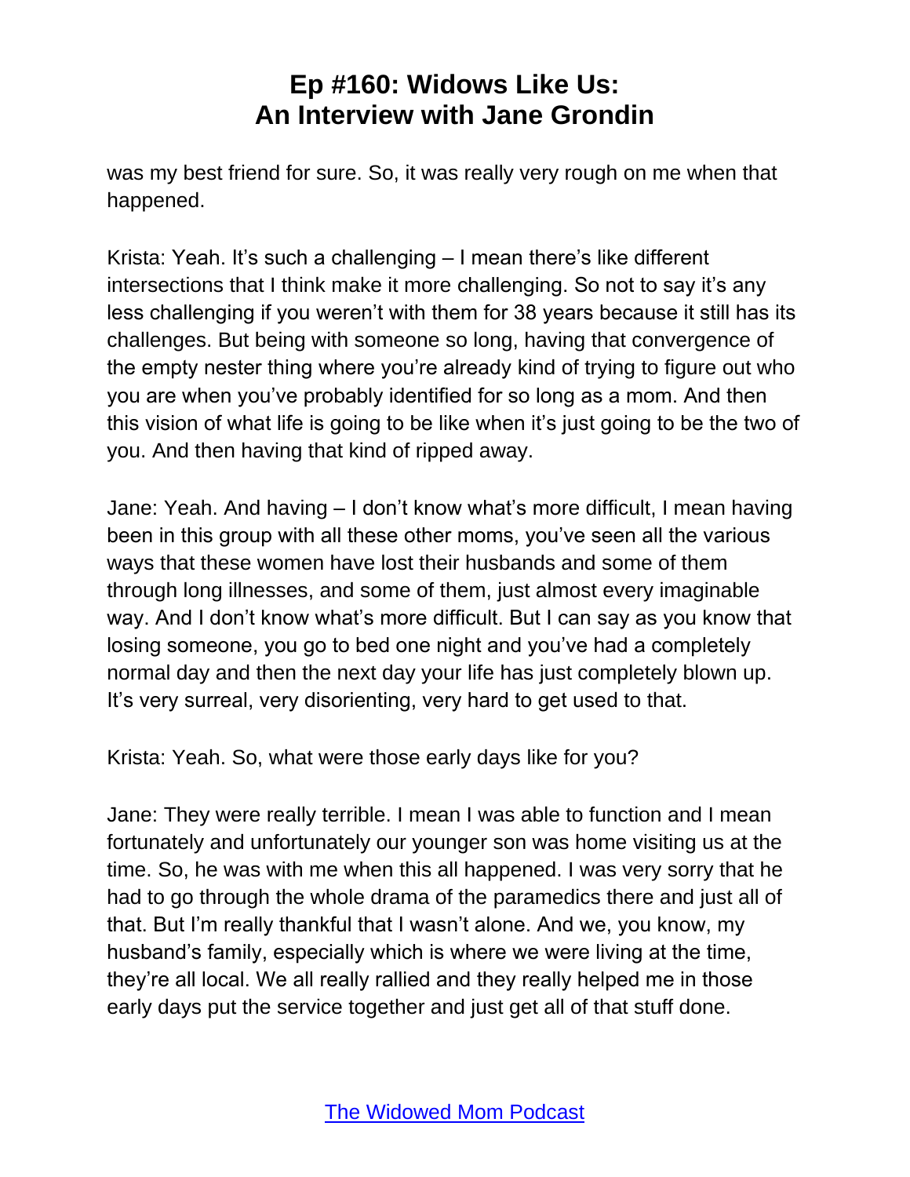was my best friend for sure. So, it was really very rough on me when that happened.

Krista: Yeah. It's such a challenging – I mean there's like different intersections that I think make it more challenging. So not to say it's any less challenging if you weren't with them for 38 years because it still has its challenges. But being with someone so long, having that convergence of the empty nester thing where you're already kind of trying to figure out who you are when you've probably identified for so long as a mom. And then this vision of what life is going to be like when it's just going to be the two of you. And then having that kind of ripped away.

Jane: Yeah. And having – I don't know what's more difficult, I mean having been in this group with all these other moms, you've seen all the various ways that these women have lost their husbands and some of them through long illnesses, and some of them, just almost every imaginable way. And I don't know what's more difficult. But I can say as you know that losing someone, you go to bed one night and you've had a completely normal day and then the next day your life has just completely blown up. It's very surreal, very disorienting, very hard to get used to that.

Krista: Yeah. So, what were those early days like for you?

Jane: They were really terrible. I mean I was able to function and I mean fortunately and unfortunately our younger son was home visiting us at the time. So, he was with me when this all happened. I was very sorry that he had to go through the whole drama of the paramedics there and just all of that. But I'm really thankful that I wasn't alone. And we, you know, my husband's family, especially which is where we were living at the time, they're all local. We all really rallied and they really helped me in those early days put the service together and just get all of that stuff done.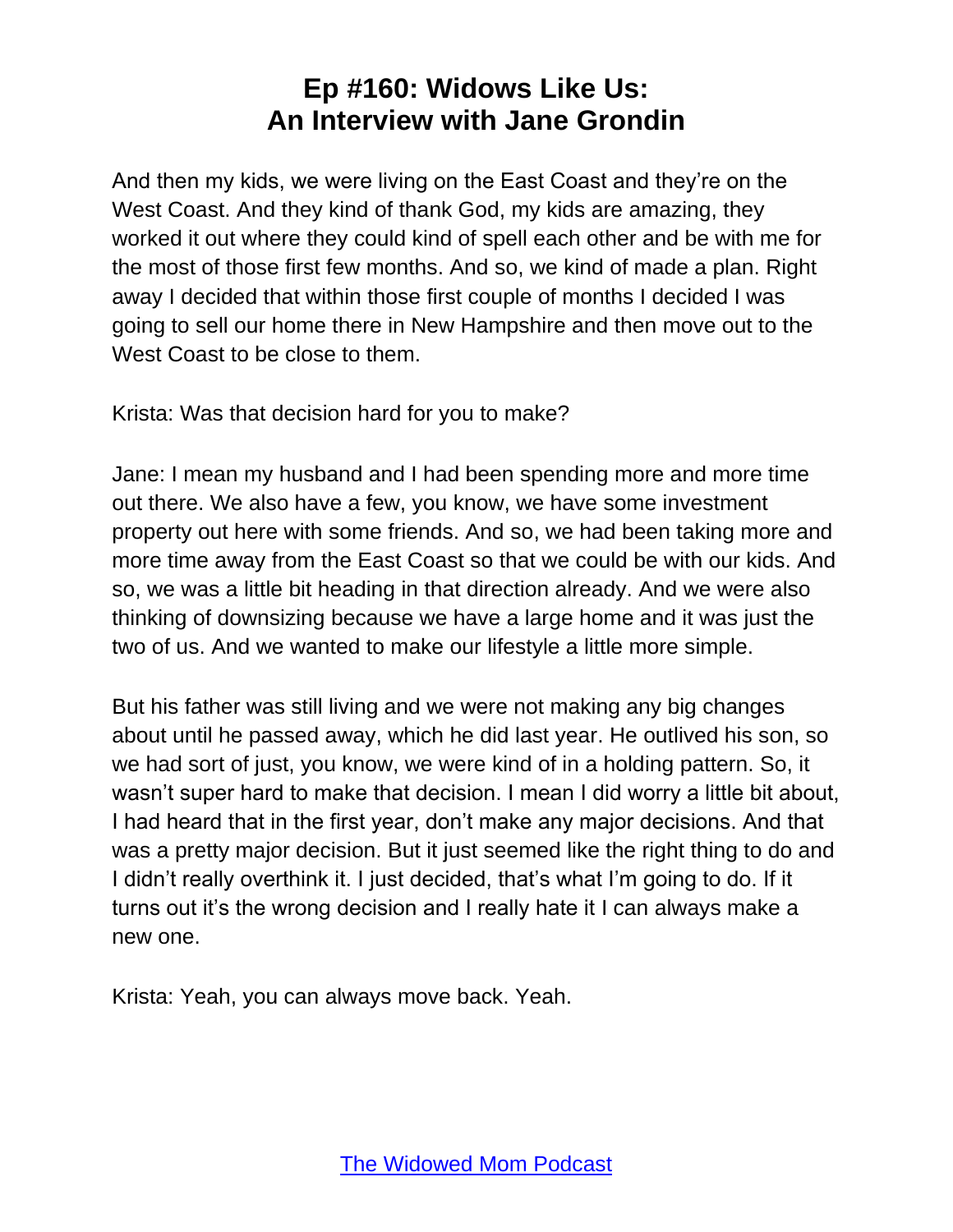And then my kids, we were living on the East Coast and they're on the West Coast. And they kind of thank God, my kids are amazing, they worked it out where they could kind of spell each other and be with me for the most of those first few months. And so, we kind of made a plan. Right away I decided that within those first couple of months I decided I was going to sell our home there in New Hampshire and then move out to the West Coast to be close to them.

Krista: Was that decision hard for you to make?

Jane: I mean my husband and I had been spending more and more time out there. We also have a few, you know, we have some investment property out here with some friends. And so, we had been taking more and more time away from the East Coast so that we could be with our kids. And so, we was a little bit heading in that direction already. And we were also thinking of downsizing because we have a large home and it was just the two of us. And we wanted to make our lifestyle a little more simple.

But his father was still living and we were not making any big changes about until he passed away, which he did last year. He outlived his son, so we had sort of just, you know, we were kind of in a holding pattern. So, it wasn't super hard to make that decision. I mean I did worry a little bit about, I had heard that in the first year, don't make any major decisions. And that was a pretty major decision. But it just seemed like the right thing to do and I didn't really overthink it. I just decided, that's what I'm going to do. If it turns out it's the wrong decision and I really hate it I can always make a new one.

Krista: Yeah, you can always move back. Yeah.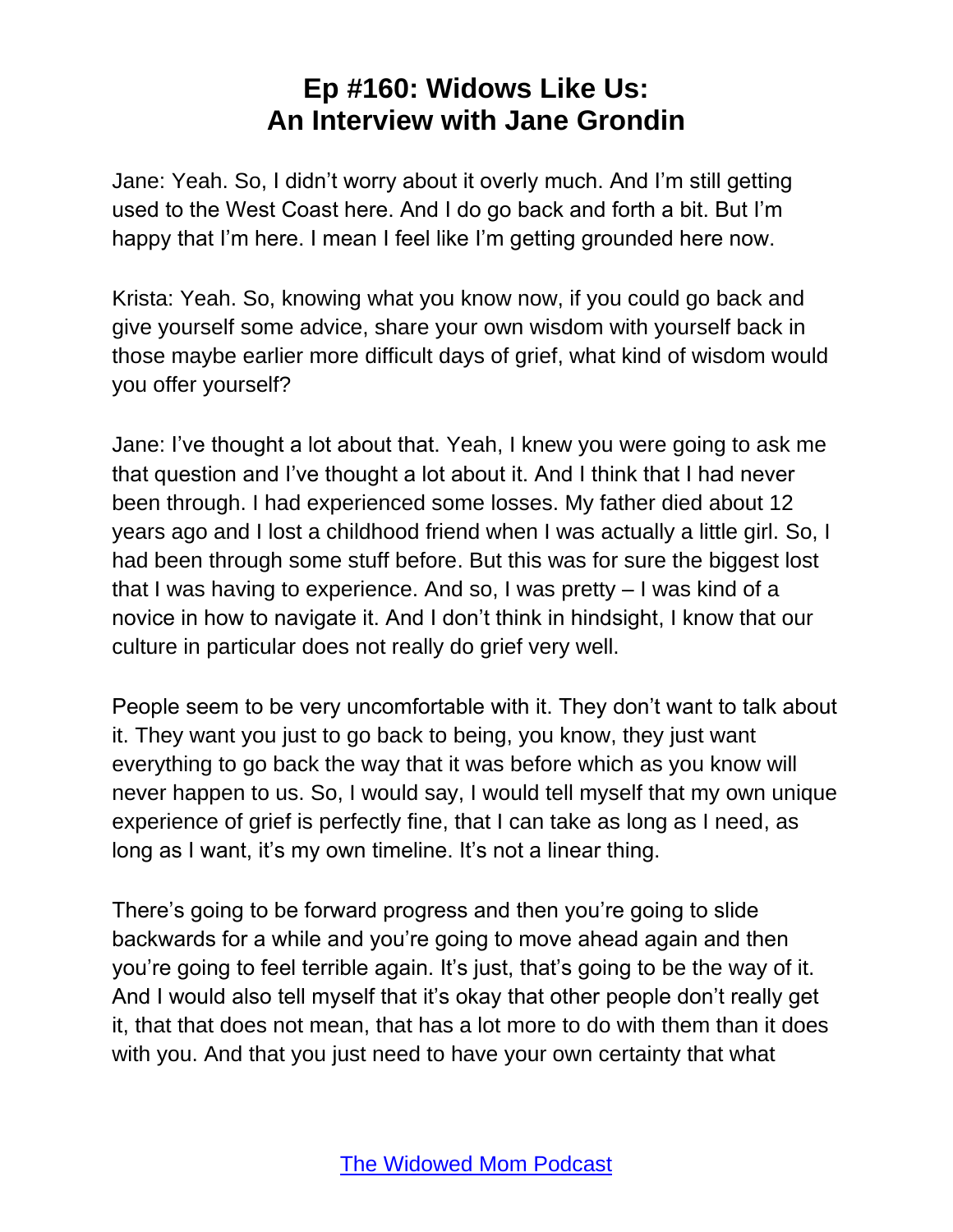Jane: Yeah. So, I didn't worry about it overly much. And I'm still getting used to the West Coast here. And I do go back and forth a bit. But I'm happy that I'm here. I mean I feel like I'm getting grounded here now.

Krista: Yeah. So, knowing what you know now, if you could go back and give yourself some advice, share your own wisdom with yourself back in those maybe earlier more difficult days of grief, what kind of wisdom would you offer yourself?

Jane: I've thought a lot about that. Yeah, I knew you were going to ask me that question and I've thought a lot about it. And I think that I had never been through. I had experienced some losses. My father died about 12 years ago and I lost a childhood friend when I was actually a little girl. So, I had been through some stuff before. But this was for sure the biggest lost that I was having to experience. And so, I was pretty – I was kind of a novice in how to navigate it. And I don't think in hindsight, I know that our culture in particular does not really do grief very well.

People seem to be very uncomfortable with it. They don't want to talk about it. They want you just to go back to being, you know, they just want everything to go back the way that it was before which as you know will never happen to us. So, I would say, I would tell myself that my own unique experience of grief is perfectly fine, that I can take as long as I need, as long as I want, it's my own timeline. It's not a linear thing.

There's going to be forward progress and then you're going to slide backwards for a while and you're going to move ahead again and then you're going to feel terrible again. It's just, that's going to be the way of it. And I would also tell myself that it's okay that other people don't really get it, that that does not mean, that has a lot more to do with them than it does with you. And that you just need to have your own certainty that what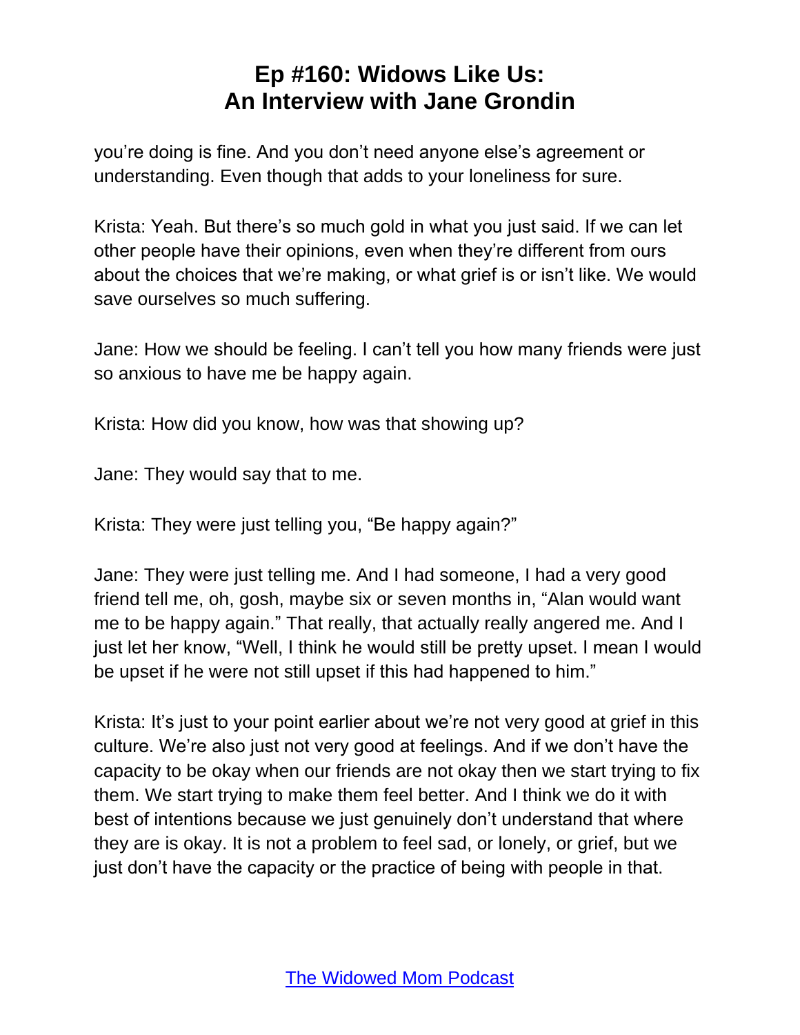you're doing is fine. And you don't need anyone else's agreement or understanding. Even though that adds to your loneliness for sure.

Krista: Yeah. But there's so much gold in what you just said. If we can let other people have their opinions, even when they're different from ours about the choices that we're making, or what grief is or isn't like. We would save ourselves so much suffering.

Jane: How we should be feeling. I can't tell you how many friends were just so anxious to have me be happy again.

Krista: How did you know, how was that showing up?

Jane: They would say that to me.

Krista: They were just telling you, "Be happy again?"

Jane: They were just telling me. And I had someone, I had a very good friend tell me, oh, gosh, maybe six or seven months in, "Alan would want me to be happy again." That really, that actually really angered me. And I just let her know, "Well, I think he would still be pretty upset. I mean I would be upset if he were not still upset if this had happened to him."

Krista: It's just to your point earlier about we're not very good at grief in this culture. We're also just not very good at feelings. And if we don't have the capacity to be okay when our friends are not okay then we start trying to fix them. We start trying to make them feel better. And I think we do it with best of intentions because we just genuinely don't understand that where they are is okay. It is not a problem to feel sad, or lonely, or grief, but we just don't have the capacity or the practice of being with people in that.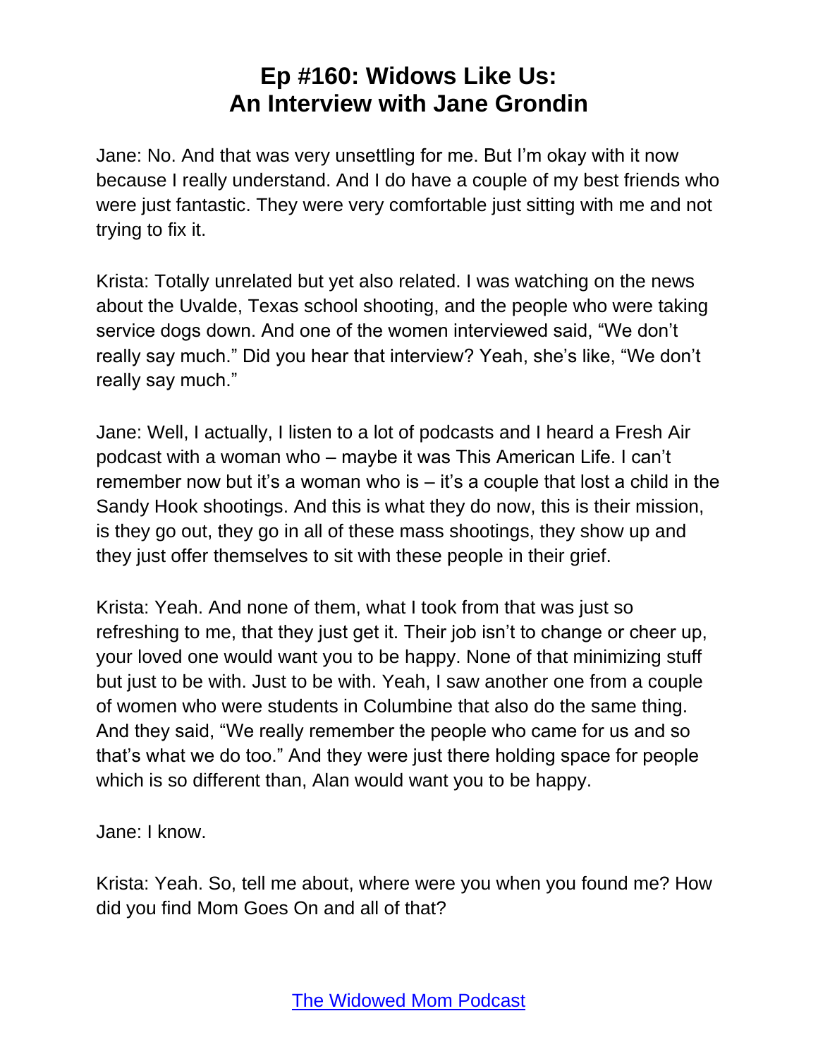Jane: No. And that was very unsettling for me. But I'm okay with it now because I really understand. And I do have a couple of my best friends who were just fantastic. They were very comfortable just sitting with me and not trying to fix it.

Krista: Totally unrelated but yet also related. I was watching on the news about the Uvalde, Texas school shooting, and the people who were taking service dogs down. And one of the women interviewed said, "We don't really say much." Did you hear that interview? Yeah, she's like, "We don't really say much."

Jane: Well, I actually, I listen to a lot of podcasts and I heard a Fresh Air podcast with a woman who – maybe it was This American Life. I can't remember now but it's a woman who is – it's a couple that lost a child in the Sandy Hook shootings. And this is what they do now, this is their mission, is they go out, they go in all of these mass shootings, they show up and they just offer themselves to sit with these people in their grief.

Krista: Yeah. And none of them, what I took from that was just so refreshing to me, that they just get it. Their job isn't to change or cheer up, your loved one would want you to be happy. None of that minimizing stuff but just to be with. Just to be with. Yeah, I saw another one from a couple of women who were students in Columbine that also do the same thing. And they said, "We really remember the people who came for us and so that's what we do too." And they were just there holding space for people which is so different than, Alan would want you to be happy.

Jane: I know.

Krista: Yeah. So, tell me about, where were you when you found me? How did you find Mom Goes On and all of that?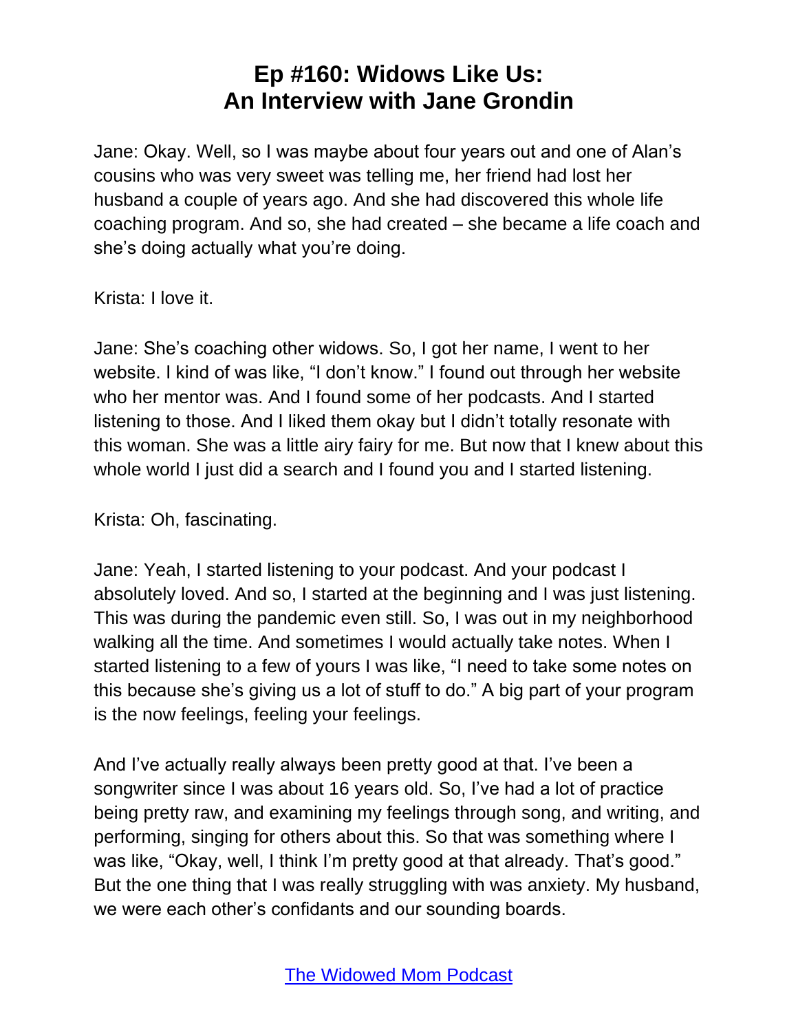Jane: Okay. Well, so I was maybe about four years out and one of Alan's cousins who was very sweet was telling me, her friend had lost her husband a couple of years ago. And she had discovered this whole life coaching program. And so, she had created – she became a life coach and she's doing actually what you're doing.

Krista: I love it.

Jane: She's coaching other widows. So, I got her name, I went to her website. I kind of was like, "I don't know." I found out through her website who her mentor was. And I found some of her podcasts. And I started listening to those. And I liked them okay but I didn't totally resonate with this woman. She was a little airy fairy for me. But now that I knew about this whole world I just did a search and I found you and I started listening.

Krista: Oh, fascinating.

Jane: Yeah, I started listening to your podcast. And your podcast I absolutely loved. And so, I started at the beginning and I was just listening. This was during the pandemic even still. So, I was out in my neighborhood walking all the time. And sometimes I would actually take notes. When I started listening to a few of yours I was like, "I need to take some notes on this because she's giving us a lot of stuff to do." A big part of your program is the now feelings, feeling your feelings.

And I've actually really always been pretty good at that. I've been a songwriter since I was about 16 years old. So, I've had a lot of practice being pretty raw, and examining my feelings through song, and writing, and performing, singing for others about this. So that was something where I was like, "Okay, well, I think I'm pretty good at that already. That's good." But the one thing that I was really struggling with was anxiety. My husband, we were each other's confidants and our sounding boards.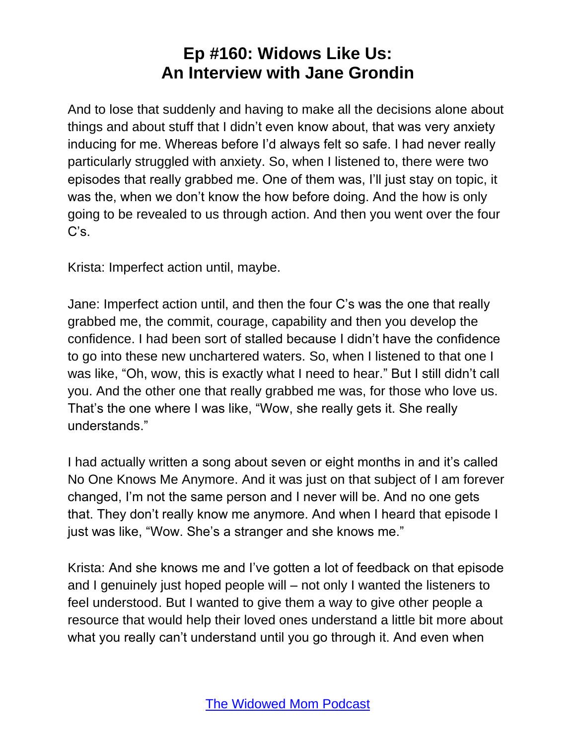And to lose that suddenly and having to make all the decisions alone about things and about stuff that I didn't even know about, that was very anxiety inducing for me. Whereas before I'd always felt so safe. I had never really particularly struggled with anxiety. So, when I listened to, there were two episodes that really grabbed me. One of them was, I'll just stay on topic, it was the, when we don't know the how before doing. And the how is only going to be revealed to us through action. And then you went over the four C's.

Krista: Imperfect action until, maybe.

Jane: Imperfect action until, and then the four C's was the one that really grabbed me, the commit, courage, capability and then you develop the confidence. I had been sort of stalled because I didn't have the confidence to go into these new unchartered waters. So, when I listened to that one I was like, "Oh, wow, this is exactly what I need to hear." But I still didn't call you. And the other one that really grabbed me was, for those who love us. That's the one where I was like, "Wow, she really gets it. She really understands."

I had actually written a song about seven or eight months in and it's called No One Knows Me Anymore. And it was just on that subject of I am forever changed, I'm not the same person and I never will be. And no one gets that. They don't really know me anymore. And when I heard that episode I just was like, "Wow. She's a stranger and she knows me."

Krista: And she knows me and I've gotten a lot of feedback on that episode and I genuinely just hoped people will – not only I wanted the listeners to feel understood. But I wanted to give them a way to give other people a resource that would help their loved ones understand a little bit more about what you really can't understand until you go through it. And even when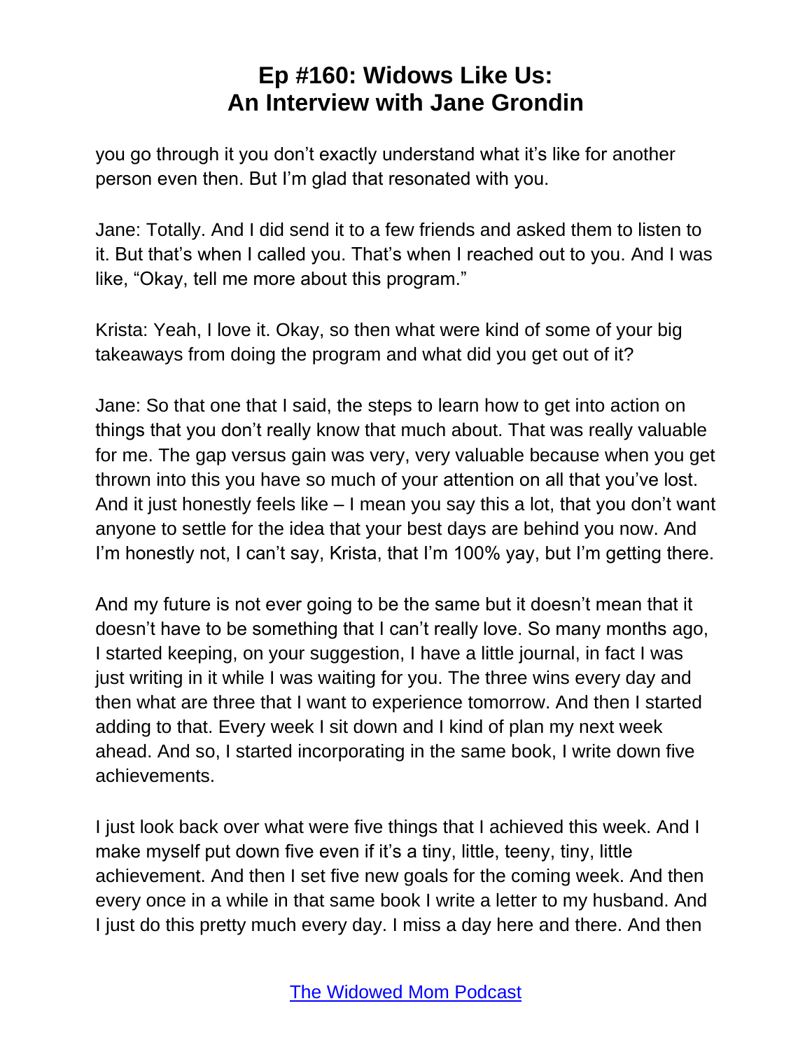you go through it you don't exactly understand what it's like for another person even then. But I'm glad that resonated with you.

Jane: Totally. And I did send it to a few friends and asked them to listen to it. But that's when I called you. That's when I reached out to you. And I was like, "Okay, tell me more about this program."

Krista: Yeah, I love it. Okay, so then what were kind of some of your big takeaways from doing the program and what did you get out of it?

Jane: So that one that I said, the steps to learn how to get into action on things that you don't really know that much about. That was really valuable for me. The gap versus gain was very, very valuable because when you get thrown into this you have so much of your attention on all that you've lost. And it just honestly feels like – I mean you say this a lot, that you don't want anyone to settle for the idea that your best days are behind you now. And I'm honestly not, I can't say, Krista, that I'm 100% yay, but I'm getting there.

And my future is not ever going to be the same but it doesn't mean that it doesn't have to be something that I can't really love. So many months ago, I started keeping, on your suggestion, I have a little journal, in fact I was just writing in it while I was waiting for you. The three wins every day and then what are three that I want to experience tomorrow. And then I started adding to that. Every week I sit down and I kind of plan my next week ahead. And so, I started incorporating in the same book, I write down five achievements.

I just look back over what were five things that I achieved this week. And I make myself put down five even if it's a tiny, little, teeny, tiny, little achievement. And then I set five new goals for the coming week. And then every once in a while in that same book I write a letter to my husband. And I just do this pretty much every day. I miss a day here and there. And then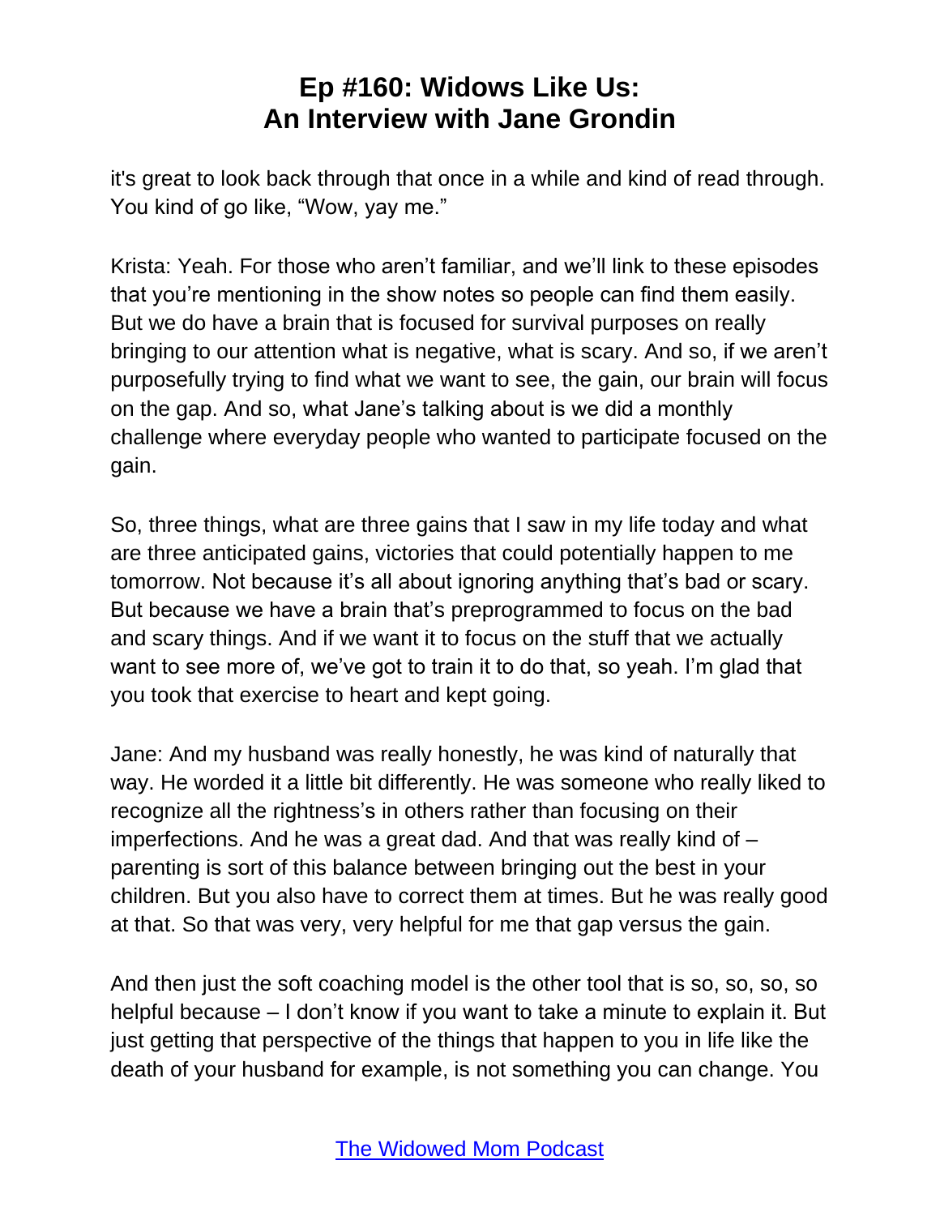it's great to look back through that once in a while and kind of read through. You kind of go like, "Wow, yay me."

Krista: Yeah. For those who aren't familiar, and we'll link to these episodes that you're mentioning in the show notes so people can find them easily. But we do have a brain that is focused for survival purposes on really bringing to our attention what is negative, what is scary. And so, if we aren't purposefully trying to find what we want to see, the gain, our brain will focus on the gap. And so, what Jane's talking about is we did a monthly challenge where everyday people who wanted to participate focused on the gain.

So, three things, what are three gains that I saw in my life today and what are three anticipated gains, victories that could potentially happen to me tomorrow. Not because it's all about ignoring anything that's bad or scary. But because we have a brain that's preprogrammed to focus on the bad and scary things. And if we want it to focus on the stuff that we actually want to see more of, we've got to train it to do that, so yeah. I'm glad that you took that exercise to heart and kept going.

Jane: And my husband was really honestly, he was kind of naturally that way. He worded it a little bit differently. He was someone who really liked to recognize all the rightness's in others rather than focusing on their imperfections. And he was a great dad. And that was really kind of – parenting is sort of this balance between bringing out the best in your children. But you also have to correct them at times. But he was really good at that. So that was very, very helpful for me that gap versus the gain.

And then just the soft coaching model is the other tool that is so, so, so, so helpful because – I don't know if you want to take a minute to explain it. But just getting that perspective of the things that happen to you in life like the death of your husband for example, is not something you can change. You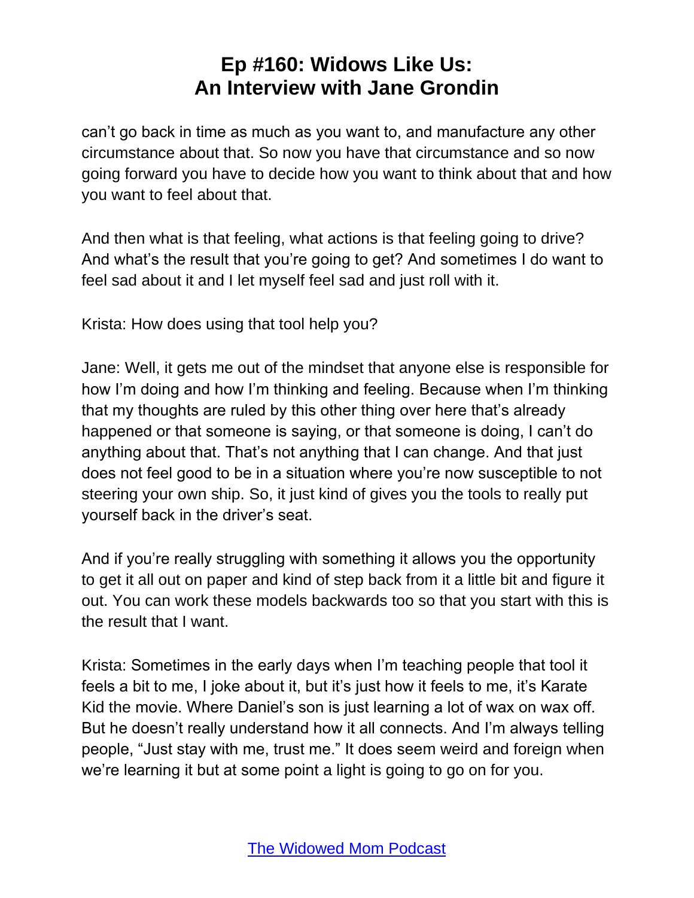can't go back in time as much as you want to, and manufacture any other circumstance about that. So now you have that circumstance and so now going forward you have to decide how you want to think about that and how you want to feel about that.

And then what is that feeling, what actions is that feeling going to drive? And what's the result that you're going to get? And sometimes I do want to feel sad about it and I let myself feel sad and just roll with it.

Krista: How does using that tool help you?

Jane: Well, it gets me out of the mindset that anyone else is responsible for how I'm doing and how I'm thinking and feeling. Because when I'm thinking that my thoughts are ruled by this other thing over here that's already happened or that someone is saying, or that someone is doing, I can't do anything about that. That's not anything that I can change. And that just does not feel good to be in a situation where you're now susceptible to not steering your own ship. So, it just kind of gives you the tools to really put yourself back in the driver's seat.

And if you're really struggling with something it allows you the opportunity to get it all out on paper and kind of step back from it a little bit and figure it out. You can work these models backwards too so that you start with this is the result that I want.

Krista: Sometimes in the early days when I'm teaching people that tool it feels a bit to me, I joke about it, but it's just how it feels to me, it's Karate Kid the movie. Where Daniel's son is just learning a lot of wax on wax off. But he doesn't really understand how it all connects. And I'm always telling people, "Just stay with me, trust me." It does seem weird and foreign when we're learning it but at some point a light is going to go on for you.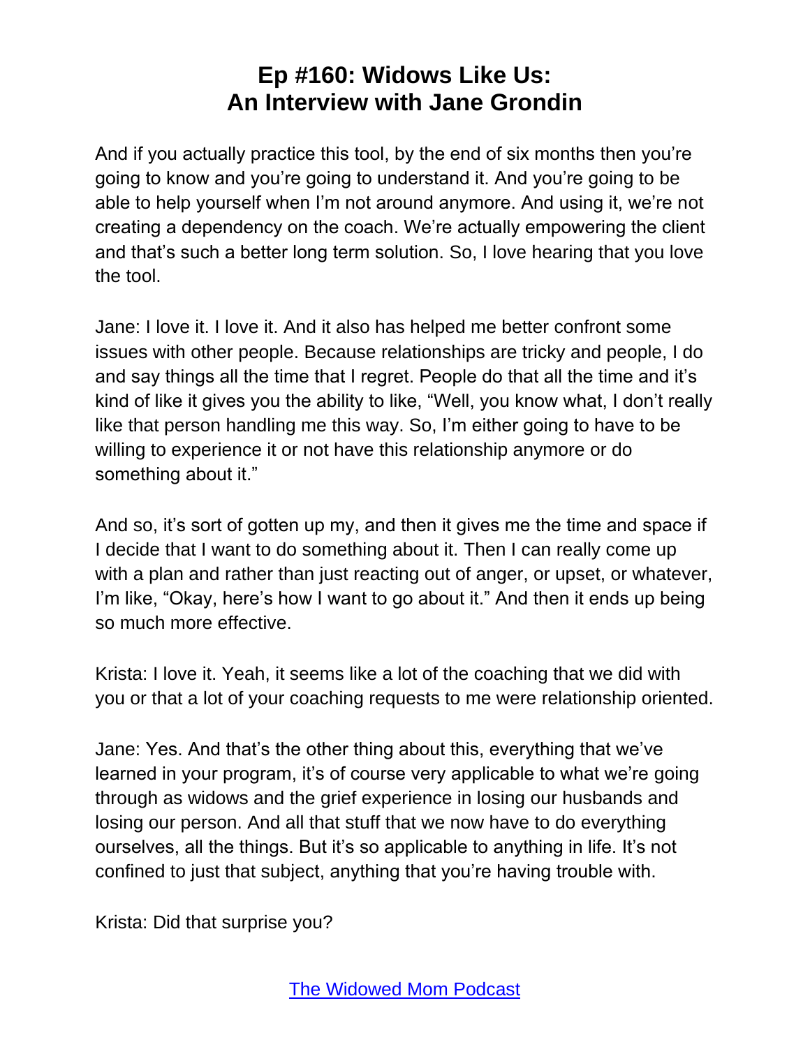And if you actually practice this tool, by the end of six months then you're going to know and you're going to understand it. And you're going to be able to help yourself when I'm not around anymore. And using it, we're not creating a dependency on the coach. We're actually empowering the client and that's such a better long term solution. So, I love hearing that you love the tool.

Jane: I love it. I love it. And it also has helped me better confront some issues with other people. Because relationships are tricky and people, I do and say things all the time that I regret. People do that all the time and it's kind of like it gives you the ability to like, "Well, you know what, I don't really like that person handling me this way. So, I'm either going to have to be willing to experience it or not have this relationship anymore or do something about it."

And so, it's sort of gotten up my, and then it gives me the time and space if I decide that I want to do something about it. Then I can really come up with a plan and rather than just reacting out of anger, or upset, or whatever, I'm like, "Okay, here's how I want to go about it." And then it ends up being so much more effective.

Krista: I love it. Yeah, it seems like a lot of the coaching that we did with you or that a lot of your coaching requests to me were relationship oriented.

Jane: Yes. And that's the other thing about this, everything that we've learned in your program, it's of course very applicable to what we're going through as widows and the grief experience in losing our husbands and losing our person. And all that stuff that we now have to do everything ourselves, all the things. But it's so applicable to anything in life. It's not confined to just that subject, anything that you're having trouble with.

Krista: Did that surprise you?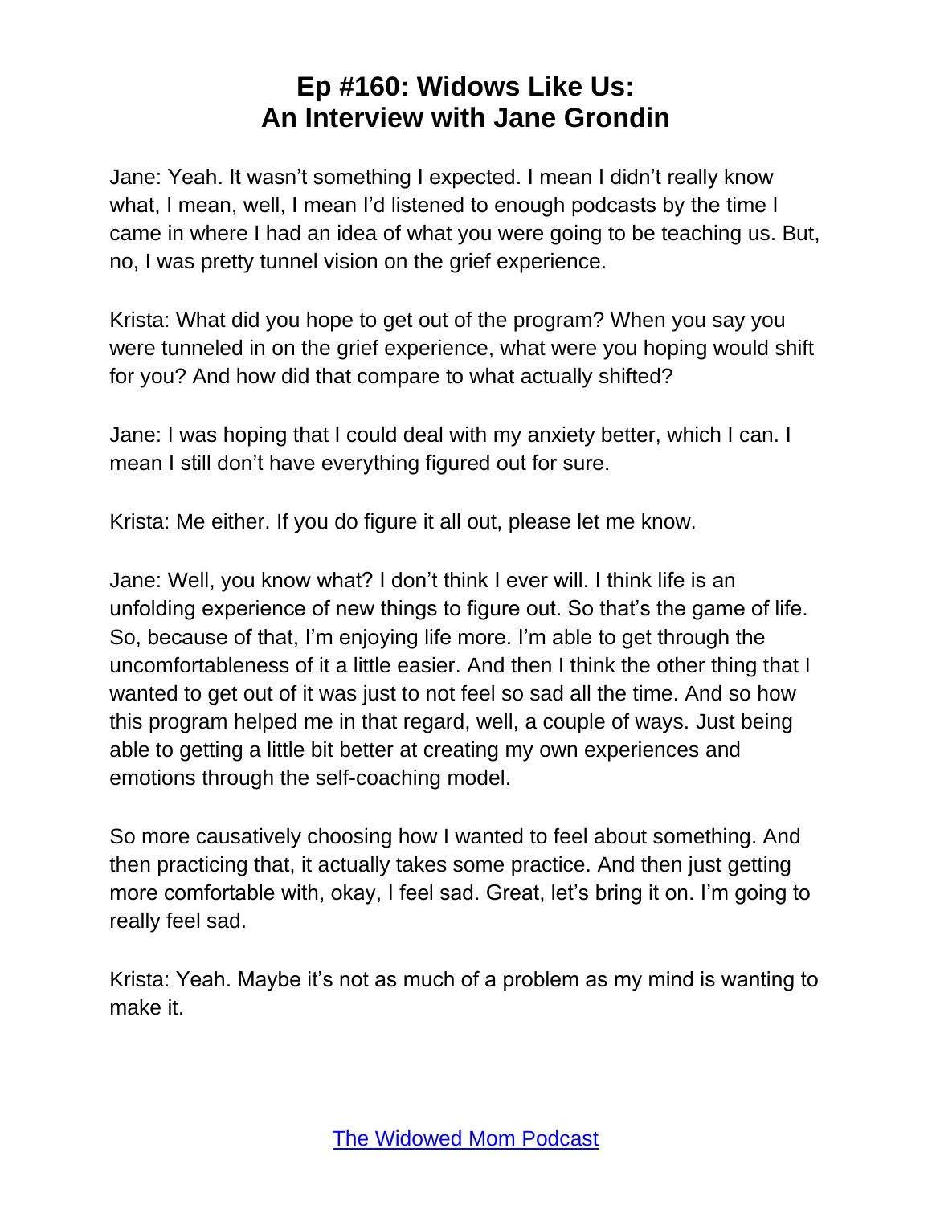Jane: Yeah. It wasn't something I expected. I mean I didn't really know what, I mean, well, I mean I'd listened to enough podcasts by the time I came in where I had an idea of what you were going to be teaching us. But, no, I was pretty tunnel vision on the grief experience.

Krista: What did you hope to get out of the program? When you say you were tunneled in on the grief experience, what were you hoping would shift for you? And how did that compare to what actually shifted?

Jane: I was hoping that I could deal with my anxiety better, which I can. I mean I still don't have everything figured out for sure.

Krista: Me either. If you do figure it all out, please let me know.

Jane: Well, you know what? I don't think I ever will. I think life is an unfolding experience of new things to figure out. So that's the game of life. So, because of that, I'm enjoying life more. I'm able to get through the uncomfortableness of it a little easier. And then I think the other thing that I wanted to get out of it was just to not feel so sad all the time. And so how this program helped me in that regard, well, a couple of ways. Just being able to getting a little bit better at creating my own experiences and emotions through the self-coaching model.

So more causatively choosing how I wanted to feel about something. And then practicing that, it actually takes some practice. And then just getting more comfortable with, okay, I feel sad. Great, let's bring it on. I'm going to really feel sad.

Krista: Yeah. Maybe it's not as much of a problem as my mind is wanting to make it.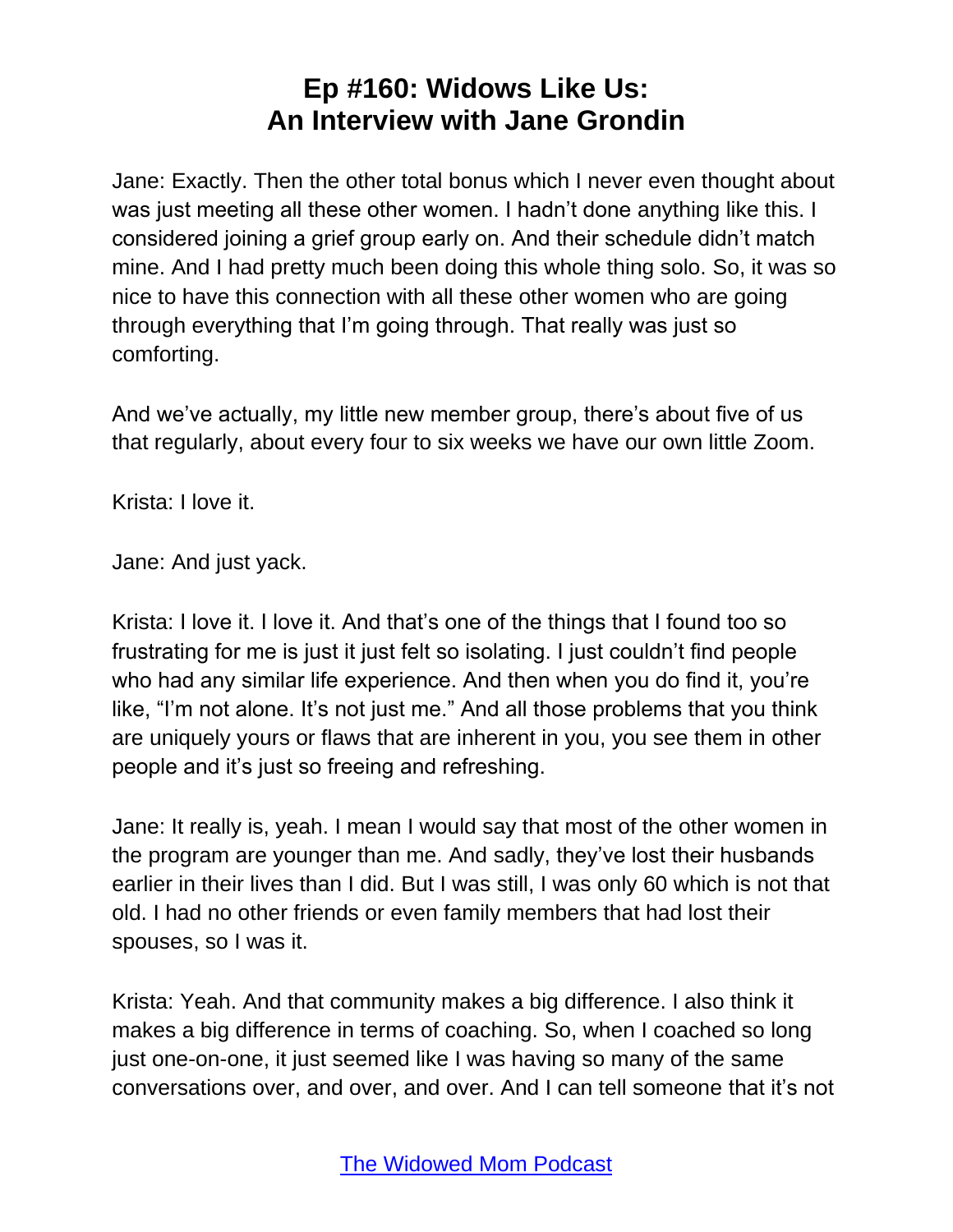Jane: Exactly. Then the other total bonus which I never even thought about was just meeting all these other women. I hadn't done anything like this. I considered joining a grief group early on. And their schedule didn't match mine. And I had pretty much been doing this whole thing solo. So, it was so nice to have this connection with all these other women who are going through everything that I'm going through. That really was just so comforting.

And we've actually, my little new member group, there's about five of us that regularly, about every four to six weeks we have our own little Zoom.

Krista: I love it.

Jane: And just yack.

Krista: I love it. I love it. And that's one of the things that I found too so frustrating for me is just it just felt so isolating. I just couldn't find people who had any similar life experience. And then when you do find it, you're like, "I'm not alone. It's not just me." And all those problems that you think are uniquely yours or flaws that are inherent in you, you see them in other people and it's just so freeing and refreshing.

Jane: It really is, yeah. I mean I would say that most of the other women in the program are younger than me. And sadly, they've lost their husbands earlier in their lives than I did. But I was still, I was only 60 which is not that old. I had no other friends or even family members that had lost their spouses, so I was it.

Krista: Yeah. And that community makes a big difference. I also think it makes a big difference in terms of coaching. So, when I coached so long just one-on-one, it just seemed like I was having so many of the same conversations over, and over, and over. And I can tell someone that it's not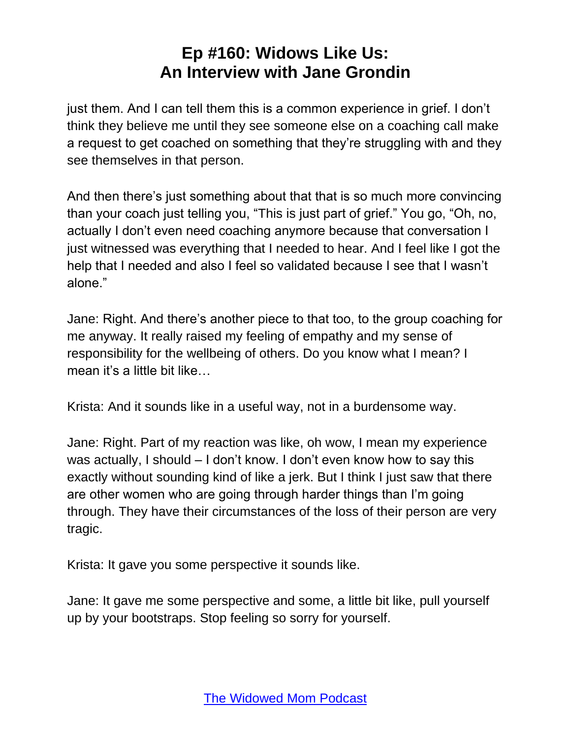just them. And I can tell them this is a common experience in grief. I don't think they believe me until they see someone else on a coaching call make a request to get coached on something that they're struggling with and they see themselves in that person.

And then there's just something about that that is so much more convincing than your coach just telling you, "This is just part of grief." You go, "Oh, no, actually I don't even need coaching anymore because that conversation I just witnessed was everything that I needed to hear. And I feel like I got the help that I needed and also I feel so validated because I see that I wasn't alone."

Jane: Right. And there's another piece to that too, to the group coaching for me anyway. It really raised my feeling of empathy and my sense of responsibility for the wellbeing of others. Do you know what I mean? I mean it's a little bit like…

Krista: And it sounds like in a useful way, not in a burdensome way.

Jane: Right. Part of my reaction was like, oh wow, I mean my experience was actually, I should – I don't know. I don't even know how to say this exactly without sounding kind of like a jerk. But I think I just saw that there are other women who are going through harder things than I'm going through. They have their circumstances of the loss of their person are very tragic.

Krista: It gave you some perspective it sounds like.

Jane: It gave me some perspective and some, a little bit like, pull yourself up by your bootstraps. Stop feeling so sorry for yourself.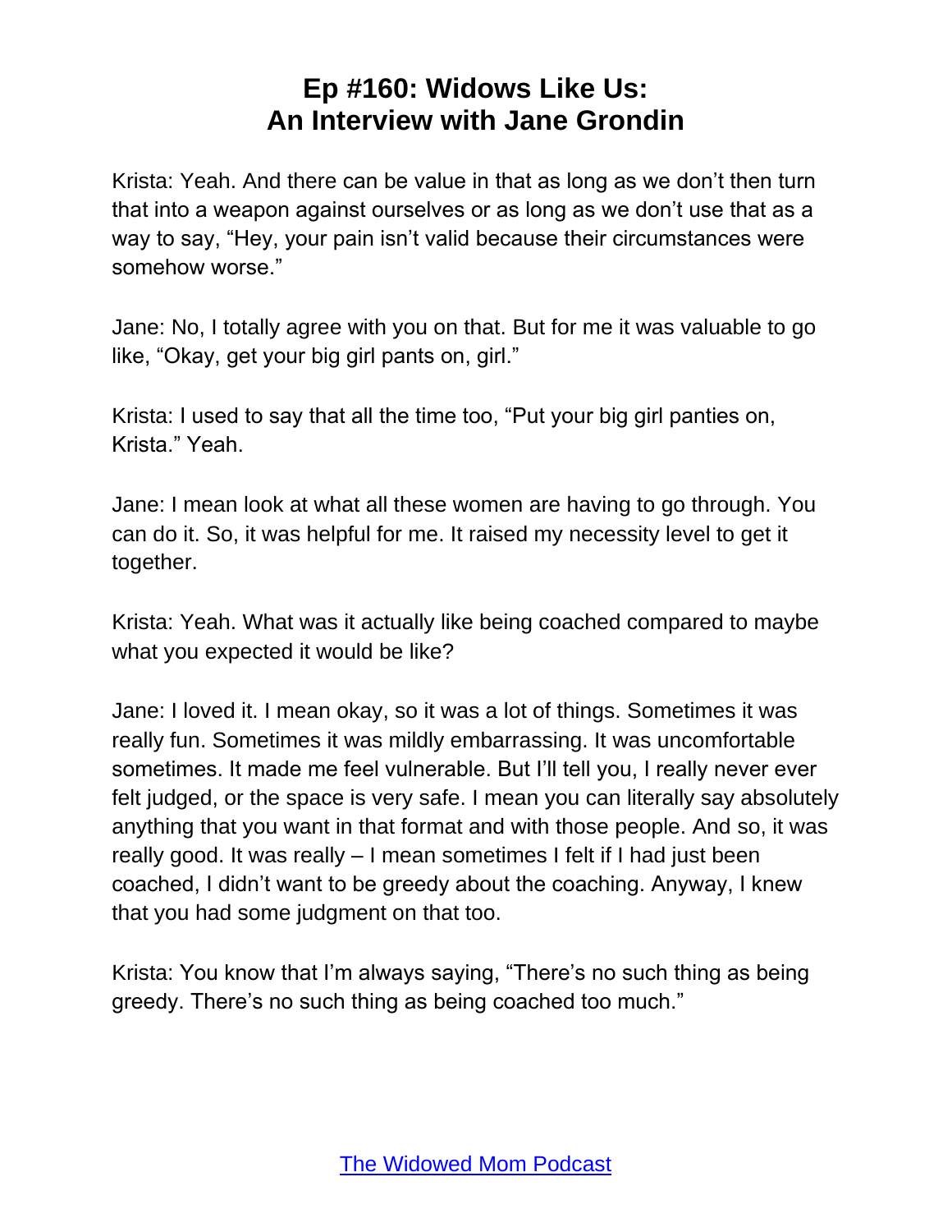Krista: Yeah. And there can be value in that as long as we don't then turn that into a weapon against ourselves or as long as we don't use that as a way to say, "Hey, your pain isn't valid because their circumstances were somehow worse."

Jane: No, I totally agree with you on that. But for me it was valuable to go like, "Okay, get your big girl pants on, girl."

Krista: I used to say that all the time too, "Put your big girl panties on, Krista." Yeah.

Jane: I mean look at what all these women are having to go through. You can do it. So, it was helpful for me. It raised my necessity level to get it together.

Krista: Yeah. What was it actually like being coached compared to maybe what you expected it would be like?

Jane: I loved it. I mean okay, so it was a lot of things. Sometimes it was really fun. Sometimes it was mildly embarrassing. It was uncomfortable sometimes. It made me feel vulnerable. But I'll tell you, I really never ever felt judged, or the space is very safe. I mean you can literally say absolutely anything that you want in that format and with those people. And so, it was really good. It was really – I mean sometimes I felt if I had just been coached, I didn't want to be greedy about the coaching. Anyway, I knew that you had some judgment on that too.

Krista: You know that I'm always saying, "There's no such thing as being greedy. There's no such thing as being coached too much."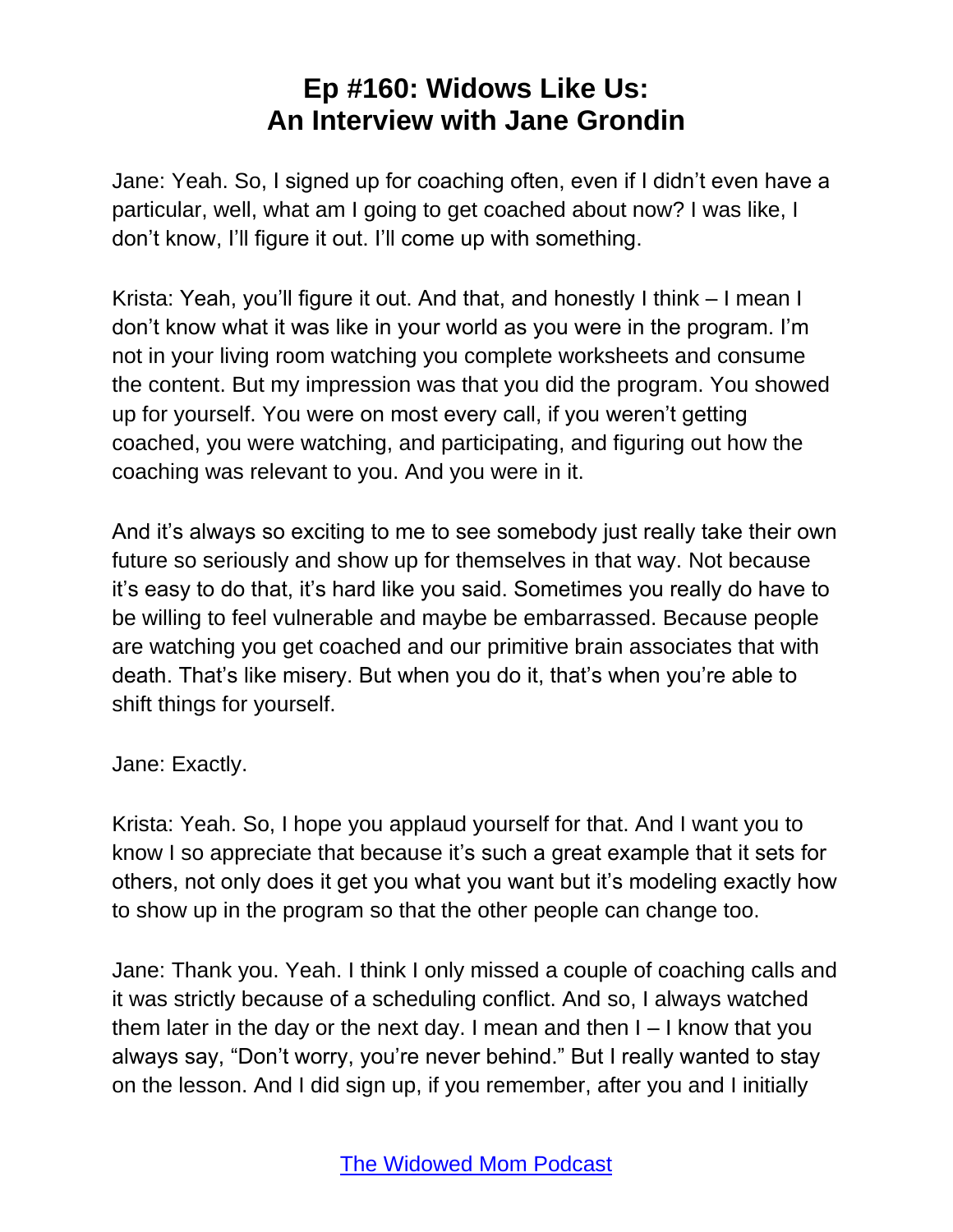Jane: Yeah. So, I signed up for coaching often, even if I didn't even have a particular, well, what am I going to get coached about now? I was like, I don't know, I'll figure it out. I'll come up with something.

Krista: Yeah, you'll figure it out. And that, and honestly I think – I mean I don't know what it was like in your world as you were in the program. I'm not in your living room watching you complete worksheets and consume the content. But my impression was that you did the program. You showed up for yourself. You were on most every call, if you weren't getting coached, you were watching, and participating, and figuring out how the coaching was relevant to you. And you were in it.

And it's always so exciting to me to see somebody just really take their own future so seriously and show up for themselves in that way. Not because it's easy to do that, it's hard like you said. Sometimes you really do have to be willing to feel vulnerable and maybe be embarrassed. Because people are watching you get coached and our primitive brain associates that with death. That's like misery. But when you do it, that's when you're able to shift things for yourself.

Jane: Exactly.

Krista: Yeah. So, I hope you applaud yourself for that. And I want you to know I so appreciate that because it's such a great example that it sets for others, not only does it get you what you want but it's modeling exactly how to show up in the program so that the other people can change too.

Jane: Thank you. Yeah. I think I only missed a couple of coaching calls and it was strictly because of a scheduling conflict. And so, I always watched them later in the day or the next day. I mean and then I – I know that you always say, "Don't worry, you're never behind." But I really wanted to stay on the lesson. And I did sign up, if you remember, after you and I initially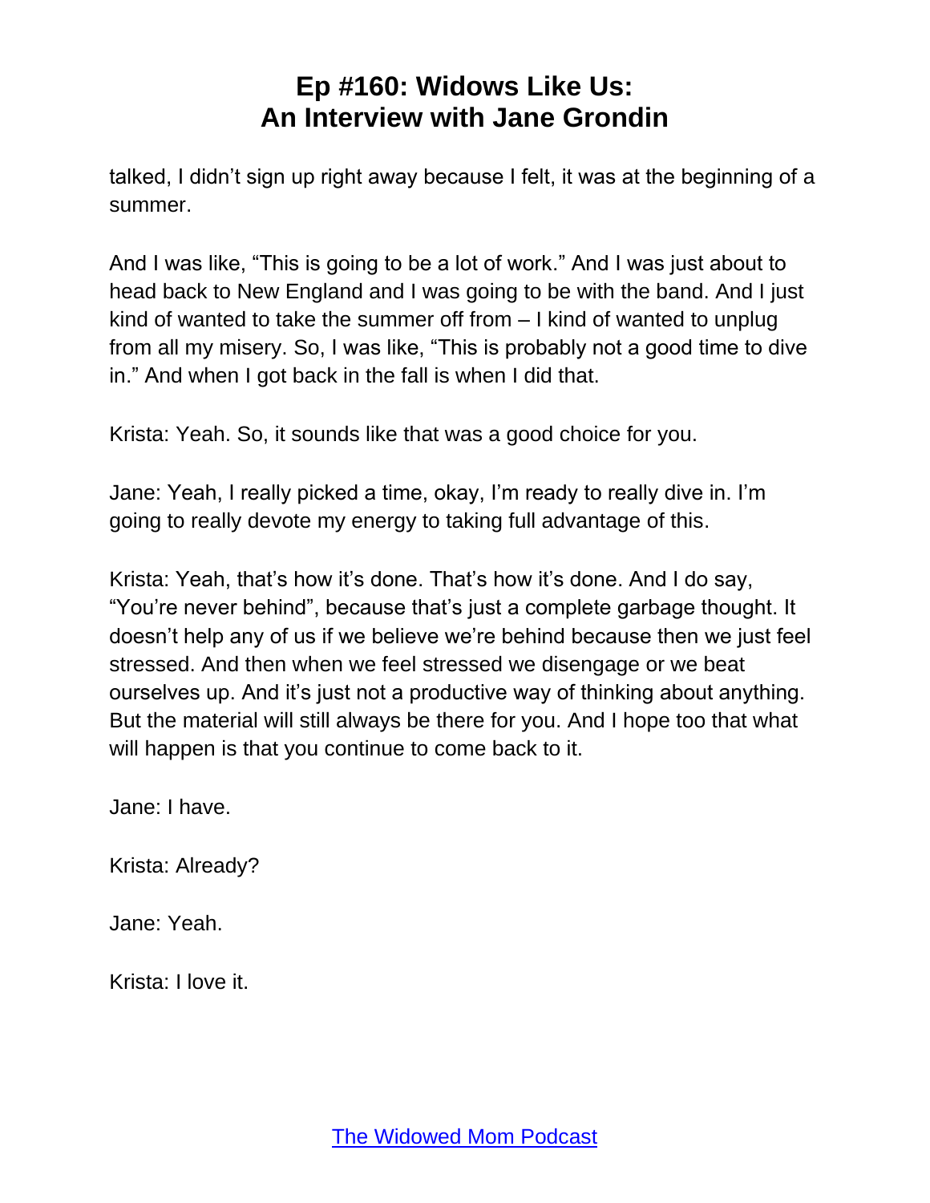talked, I didn't sign up right away because I felt, it was at the beginning of a summer.

And I was like, "This is going to be a lot of work." And I was just about to head back to New England and I was going to be with the band. And I just kind of wanted to take the summer off from – I kind of wanted to unplug from all my misery. So, I was like, "This is probably not a good time to dive in." And when I got back in the fall is when I did that.

Krista: Yeah. So, it sounds like that was a good choice for you.

Jane: Yeah, I really picked a time, okay, I'm ready to really dive in. I'm going to really devote my energy to taking full advantage of this.

Krista: Yeah, that's how it's done. That's how it's done. And I do say, "You're never behind", because that's just a complete garbage thought. It doesn't help any of us if we believe we're behind because then we just feel stressed. And then when we feel stressed we disengage or we beat ourselves up. And it's just not a productive way of thinking about anything. But the material will still always be there for you. And I hope too that what will happen is that you continue to come back to it.

Jane: I have.

Krista: Already?

Jane: Yeah.

Krista: I love it.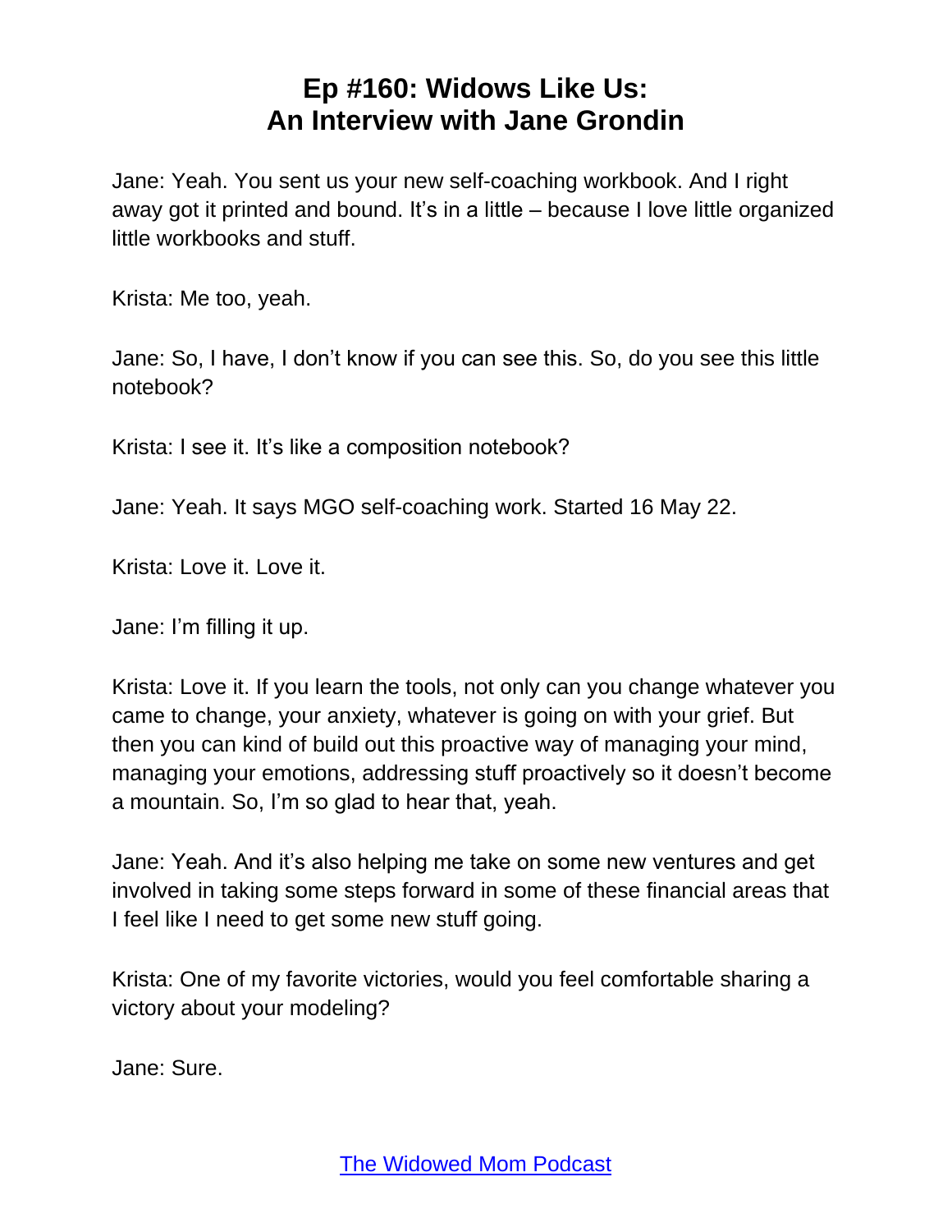# Ep #160: Widows Like Us: An Interview with Jane Grondin

Jane: Yeah. You sent us your new self-coaching workbook. And I right away got it printed and bound. It's in a little – because I love little organized little workbooks and stuff.

Krista: Me too, yeah.

Jane: So, I have, I don't know if you can see this. So, do you see this little notebook?

Krista: I see it. It's like a composition notebook?

Jane: Yeah. It says MGO self-coaching work. Started 16 May 22.

Krista: Love it. Love it.

Jane: I'm filling it up.

Krista: Love it. If you learn the tools, not only can you change whatever you came to change, your anxiety, whatever is going on with your grief. But then you can kind of build out this proactive way of managing your mind, managing your emotions, addressing stuff proactively so it doesn't become a mountain. So, I'm so glad to hear that, yeah.

Jane: Yeah. And it's also helping me take on some new ventures and get involved in taking some steps forward in some of these financial areas that I feel like I need to get some new stuff going.

Krista: One of my favorite victories, would you feel comfortable sharing a victory about your modeling?

Jane: Sure.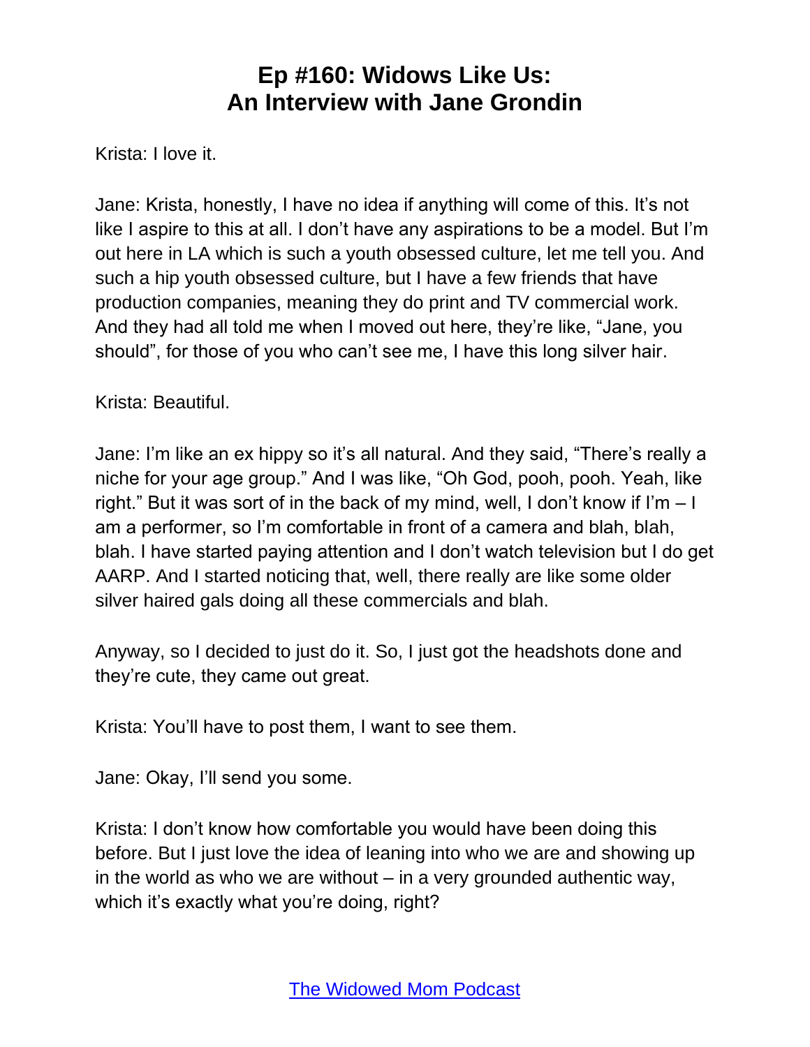Krista: I love it.

Jane: Krista, honestly, I have no idea if anything will come of this. It's not like I aspire to this at all. I don't have any aspirations to be a model. But I'm out here in LA which is such a youth obsessed culture, let me tell you. And such a hip youth obsessed culture, but I have a few friends that have production companies, meaning they do print and TV commercial work. And they had all told me when I moved out here, they're like, "Jane, you should", for those of you who can't see me, I have this long silver hair.

Krista: Beautiful.

Jane: I'm like an ex hippy so it's all natural. And they said, "There's really a niche for your age group." And I was like, "Oh God, pooh, pooh. Yeah, like right." But it was sort of in the back of my mind, well, I don't know if I'm – I am a performer, so I'm comfortable in front of a camera and blah, blah, blah. I have started paying attention and I don't watch television but I do get AARP. And I started noticing that, well, there really are like some older silver haired gals doing all these commercials and blah.

Anyway, so I decided to just do it. So, I just got the headshots done and they're cute, they came out great.

Krista: You'll have to post them, I want to see them.

Jane: Okay, I'll send you some.

Krista: I don't know how comfortable you would have been doing this before. But I just love the idea of leaning into who we are and showing up in the world as who we are without – in a very grounded authentic way, which it's exactly what you're doing, right?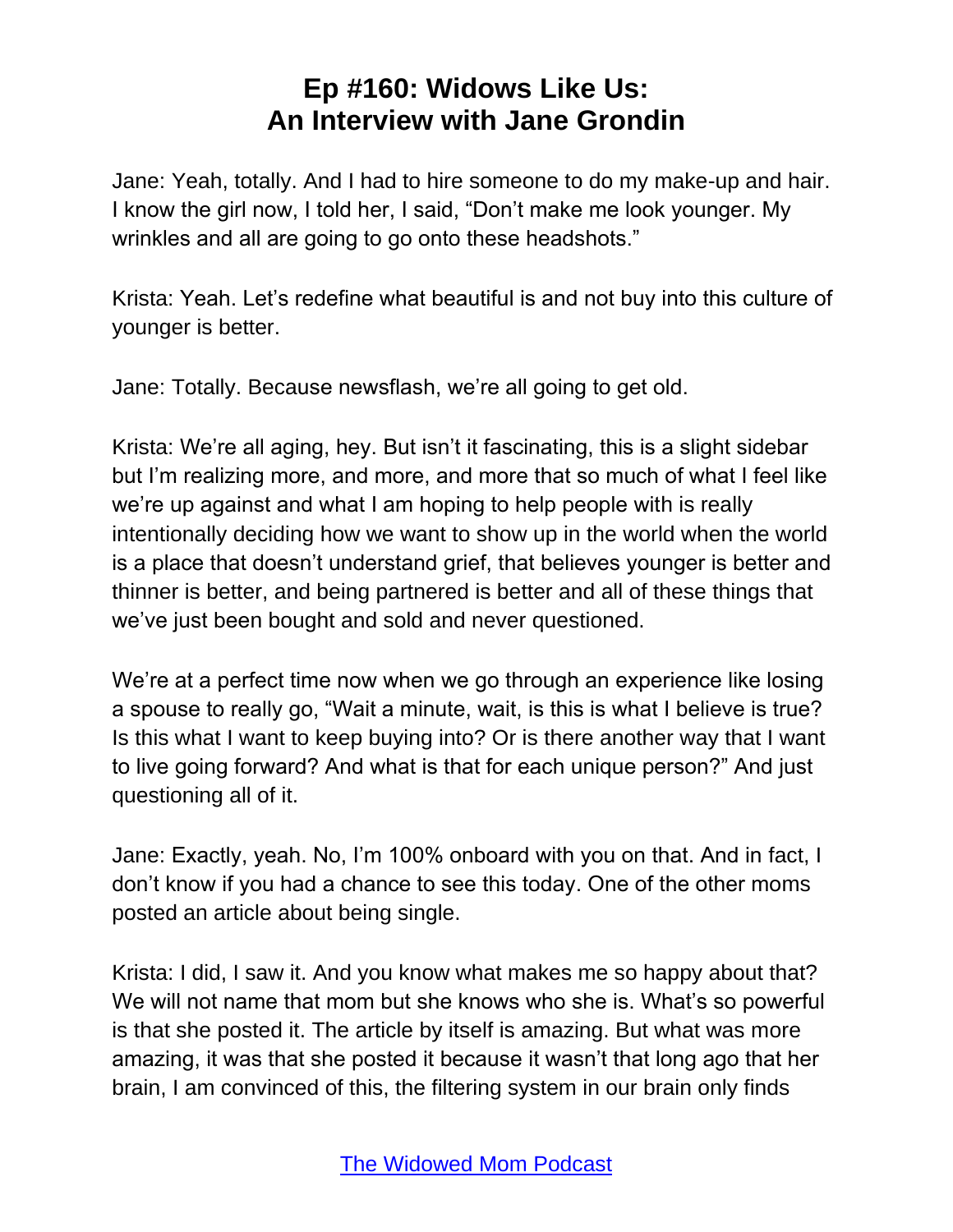Jane: Yeah, totally. And I had to hire someone to do my make-up and hair. I know the girl now, I told her, I said, "Don't make me look younger. My wrinkles and all are going to go onto these headshots."

Krista: Yeah. Let's redefine what beautiful is and not buy into this culture of younger is better.

Jane: Totally. Because newsflash, we're all going to get old.

Krista: We're all aging, hey. But isn't it fascinating, this is a slight sidebar but I'm realizing more, and more, and more that so much of what I feel like we're up against and what I am hoping to help people with is really intentionally deciding how we want to show up in the world when the world is a place that doesn't understand grief, that believes younger is better and thinner is better, and being partnered is better and all of these things that we've just been bought and sold and never questioned.

We're at a perfect time now when we go through an experience like losing a spouse to really go, "Wait a minute, wait, is this is what I believe is true? Is this what I want to keep buying into? Or is there another way that I want to live going forward? And what is that for each unique person?" And just questioning all of it.

Jane: Exactly, yeah. No, I'm 100% onboard with you on that. And in fact, I don't know if you had a chance to see this today. One of the other moms posted an article about being single.

Krista: I did, I saw it. And you know what makes me so happy about that? We will not name that mom but she knows who she is. What's so powerful is that she posted it. The article by itself is amazing. But what was more amazing, it was that she posted it because it wasn't that long ago that her brain, I am convinced of this, the filtering system in our brain only finds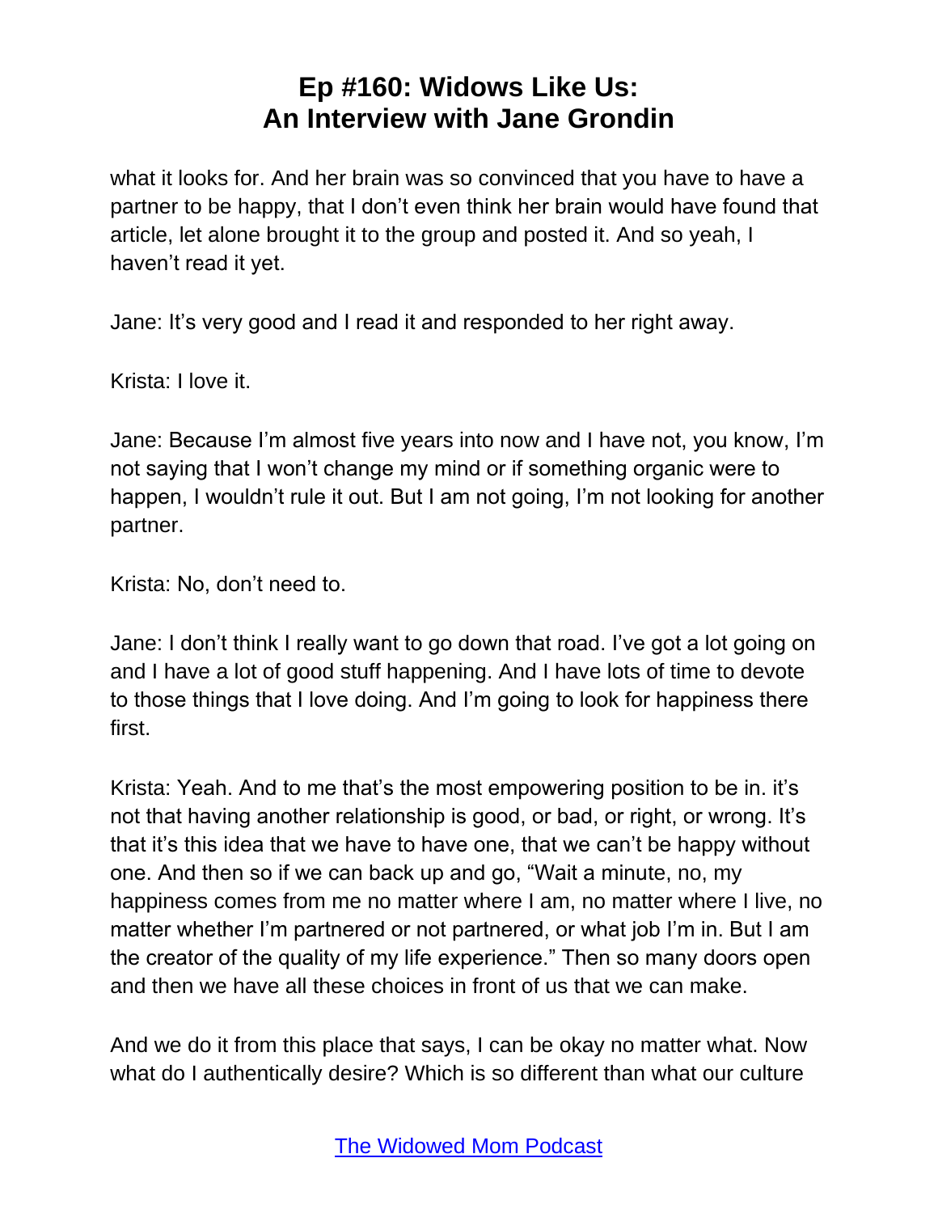what it looks for. And her brain was so convinced that you have to have a partner to be happy, that I don't even think her brain would have found that article, let alone brought it to the group and posted it. And so yeah, I haven't read it yet.

Jane: It's very good and I read it and responded to her right away.

Krista: I love it.

Jane: Because I'm almost five years into now and I have not, you know, I'm not saying that I won't change my mind or if something organic were to happen, I wouldn't rule it out. But I am not going, I'm not looking for another partner.

Krista: No, don't need to.

Jane: I don't think I really want to go down that road. I've got a lot going on and I have a lot of good stuff happening. And I have lots of time to devote to those things that I love doing. And I'm going to look for happiness there first.

Krista: Yeah. And to me that's the most empowering position to be in. it's not that having another relationship is good, or bad, or right, or wrong. It's that it's this idea that we have to have one, that we can't be happy without one. And then so if we can back up and go, "Wait a minute, no, my happiness comes from me no matter where I am, no matter where I live, no matter whether I'm partnered or not partnered, or what job I'm in. But I am the creator of the quality of my life experience." Then so many doors open and then we have all these choices in front of us that we can make.

And we do it from this place that says, I can be okay no matter what. Now what do I authentically desire? Which is so different than what our culture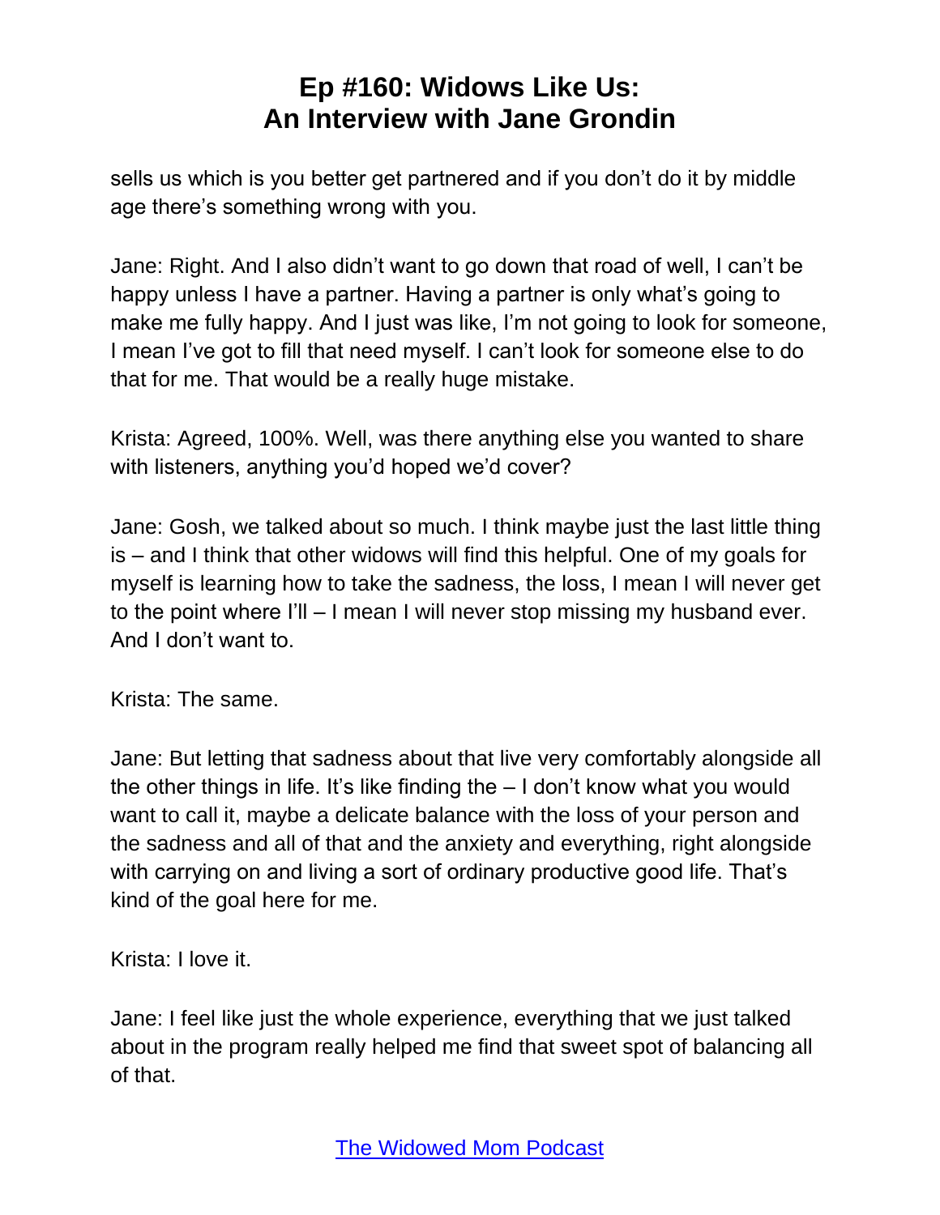sells us which is you better get partnered and if you don't do it by middle age there's something wrong with you.

Jane: Right. And I also didn't want to go down that road of well, I can't be happy unless I have a partner. Having a partner is only what's going to make me fully happy. And I just was like, I'm not going to look for someone, I mean I've got to fill that need myself. I can't look for someone else to do that for me. That would be a really huge mistake.

Krista: Agreed, 100%. Well, was there anything else you wanted to share with listeners, anything you'd hoped we'd cover?

Jane: Gosh, we talked about so much. I think maybe just the last little thing is – and I think that other widows will find this helpful. One of my goals for myself is learning how to take the sadness, the loss, I mean I will never get to the point where I'll – I mean I will never stop missing my husband ever. And I don't want to.

Krista: The same.

Jane: But letting that sadness about that live very comfortably alongside all the other things in life. It's like finding the – I don't know what you would want to call it, maybe a delicate balance with the loss of your person and the sadness and all of that and the anxiety and everything, right alongside with carrying on and living a sort of ordinary productive good life. That's kind of the goal here for me.

Krista: I love it.

Jane: I feel like just the whole experience, everything that we just talked about in the program really helped me find that sweet spot of balancing all of that.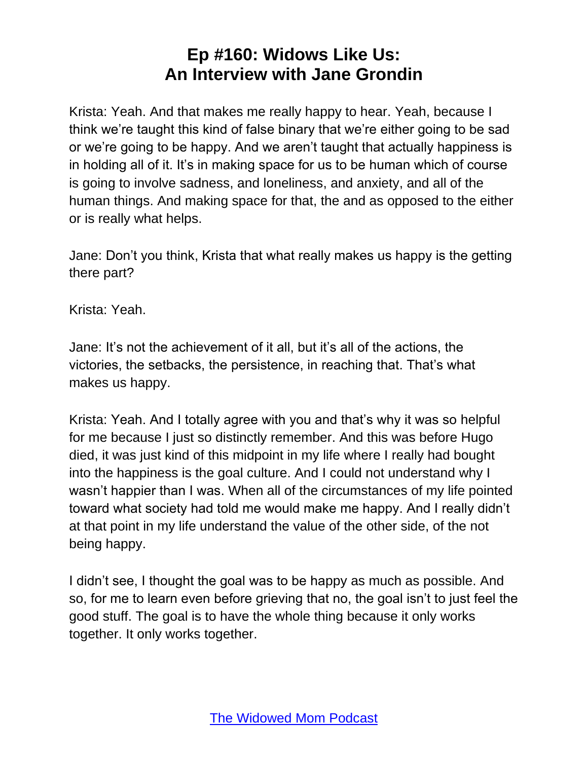Krista: Yeah. And that makes me really happy to hear. Yeah, because I think we're taught this kind of false binary that we're either going to be sad or we're going to be happy. And we aren't taught that actually happiness is in holding all of it. It's in making space for us to be human which of course is going to involve sadness, and loneliness, and anxiety, and all of the human things. And making space for that, the and as opposed to the either or is really what helps.

Jane: Don't you think, Krista that what really makes us happy is the getting there part?

Krista: Yeah.

Jane: It's not the achievement of it all, but it's all of the actions, the victories, the setbacks, the persistence, in reaching that. That's what makes us happy.

Krista: Yeah. And I totally agree with you and that's why it was so helpful for me because I just so distinctly remember. And this was before Hugo died, it was just kind of this midpoint in my life where I really had bought into the happiness is the goal culture. And I could not understand why I wasn't happier than I was. When all of the circumstances of my life pointed toward what society had told me would make me happy. And I really didn't at that point in my life understand the value of the other side, of the not being happy.

I didn't see, I thought the goal was to be happy as much as possible. And so, for me to learn even before grieving that no, the goal isn't to just feel the good stuff. The goal is to have the whole thing because it only works together. It only works together.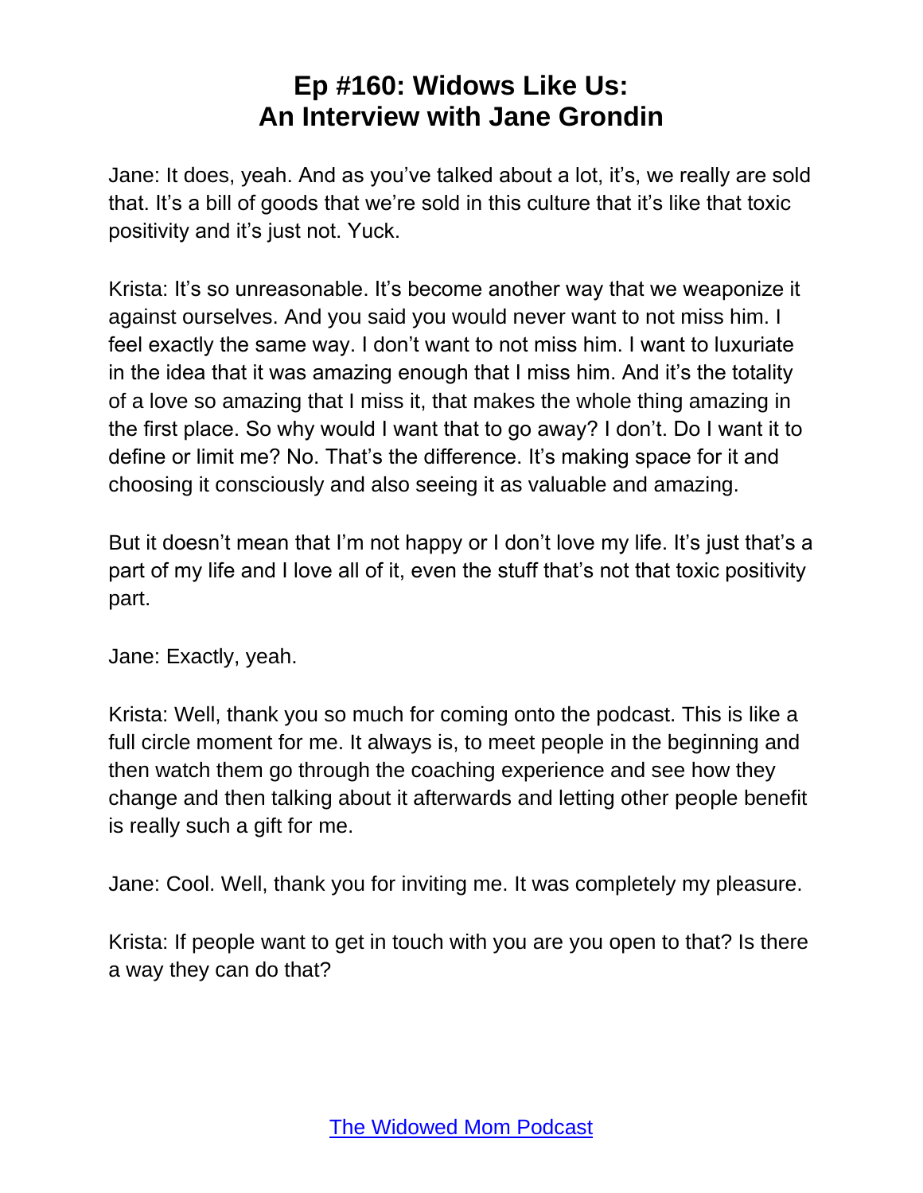Jane: It does, yeah. And as you've talked about a lot, it's, we really are sold that. It's a bill of goods that we're sold in this culture that it's like that toxic positivity and it's just not. Yuck.

Krista: It's so unreasonable. It's become another way that we weaponize it against ourselves. And you said you would never want to not miss him. I feel exactly the same way. I don't want to not miss him. I want to luxuriate in the idea that it was amazing enough that I miss him. And it's the totality of a love so amazing that I miss it, that makes the whole thing amazing in the first place. So why would I want that to go away? I don't. Do I want it to define or limit me? No. That's the difference. It's making space for it and choosing it consciously and also seeing it as valuable and amazing.

But it doesn't mean that I'm not happy or I don't love my life. It's just that's a part of my life and I love all of it, even the stuff that's not that toxic positivity part.

Jane: Exactly, yeah.

Krista: Well, thank you so much for coming onto the podcast. This is like a full circle moment for me. It always is, to meet people in the beginning and then watch them go through the coaching experience and see how they change and then talking about it afterwards and letting other people benefit is really such a gift for me.

Jane: Cool. Well, thank you for inviting me. It was completely my pleasure.

Krista: If people want to get in touch with you are you open to that? Is there a way they can do that?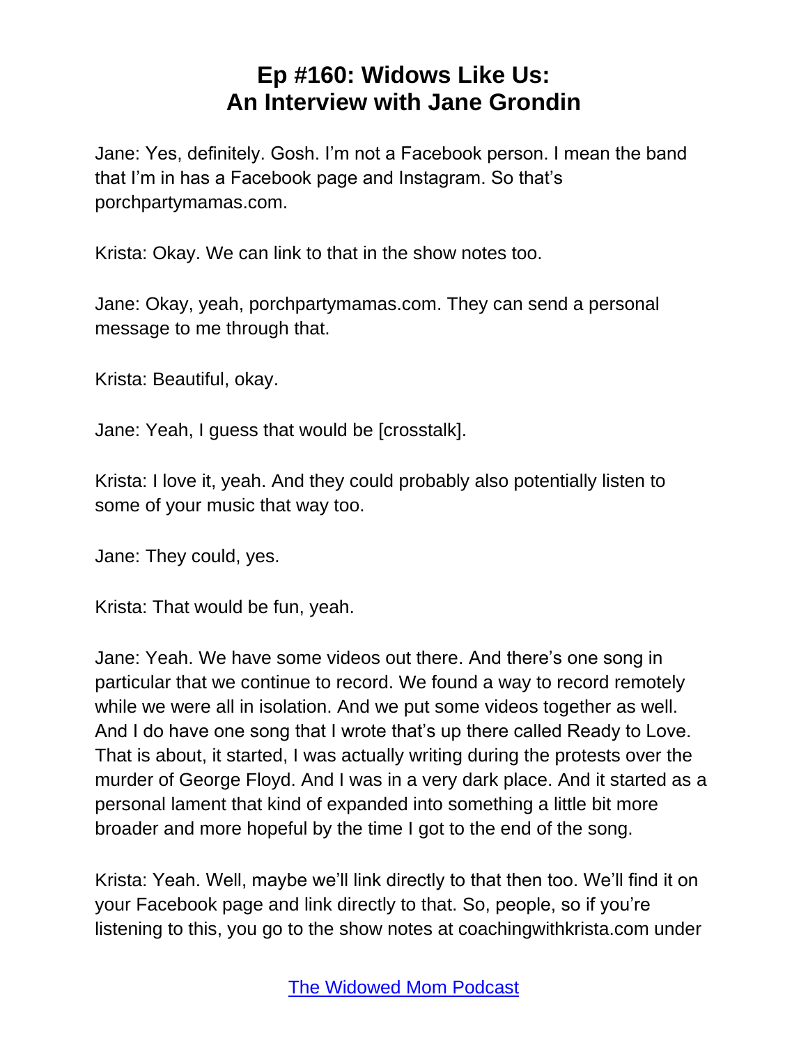Jane: Yes, definitely. Gosh. I'm not a Facebook person. I mean the band that I'm in has a Facebook page and Instagram. So that's porchpartymamas.com.

Krista: Okay. We can link to that in the show notes too.

Jane: Okay, yeah, porchpartymamas.com. They can send a personal message to me through that.

Krista: Beautiful, okay.

Jane: Yeah, I guess that would be [crosstalk].

Krista: I love it, yeah. And they could probably also potentially listen to some of your music that way too.

Jane: They could, yes.

Krista: That would be fun, yeah.

Jane: Yeah. We have some videos out there. And there's one song in particular that we continue to record. We found a way to record remotely while we were all in isolation. And we put some videos together as well. And I do have one song that I wrote that's up there called Ready to Love. That is about, it started, I was actually writing during the protests over the murder of George Floyd. And I was in a very dark place. And it started as a personal lament that kind of expanded into something a little bit more broader and more hopeful by the time I got to the end of the song.

Krista: Yeah. Well, maybe we'll link directly to that then too. We'll find it on your Facebook page and link directly to that. So, people, so if you're listening to this, you go to the show notes at coachingwithkrista.com under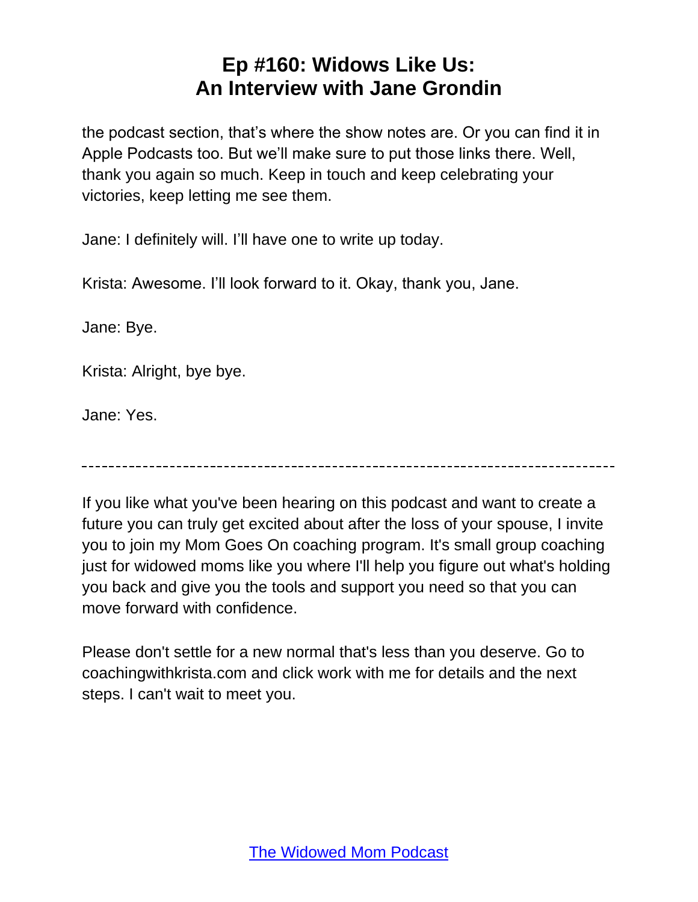the podcast section, that's where the show notes are. Or you can find it in Apple Podcasts too. But we'll make sure to put those links there. Well, thank you again so much. Keep in touch and keep celebrating your victories, keep letting me see them.

Jane: I definitely will. I'll have one to write up today.

Krista: Awesome. I'll look forward to it. Okay, thank you, Jane.

Jane: Bye.

Krista: Alright, bye bye.

Jane: Yes.

---

If you like what you've been hearing on this podcast and want to create a future you can truly get excited about after the loss of your spouse, I invite you to join my Mom Goes On coaching program. It's small group coaching just for widowed moms like you where I'll help you figure out what's holding you back and give you the tools and support you need so that you can move forward with confidence.

Please don't settle for a new normal that's less than you deserve. Go to coachingwithkrista.com and click work with me for details and the next steps. I can't wait to meet you.